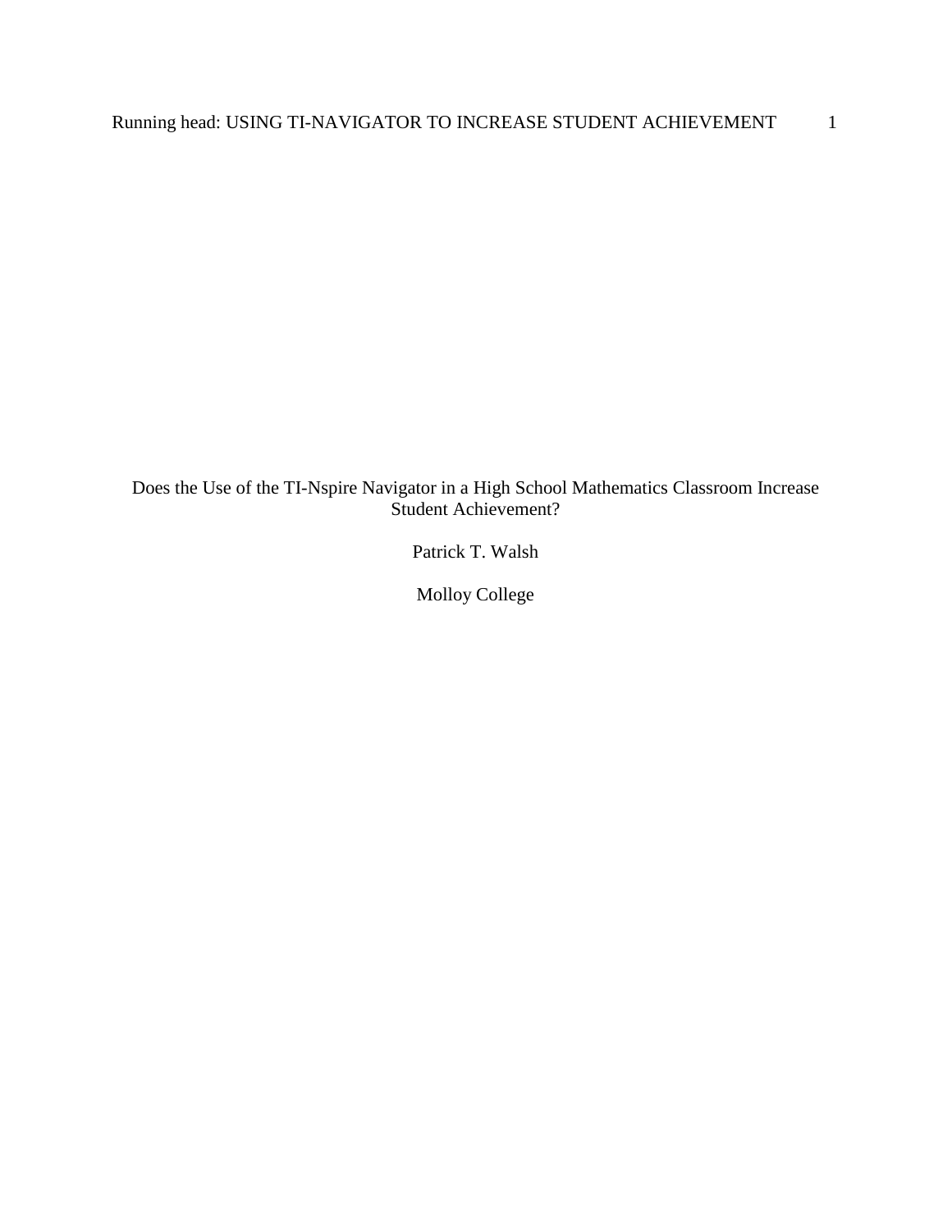# Does the Use of the TI-Nspire Navigator in a High School Mathematics Classroom Increase Student Achievement?

Patrick T. Walsh

Molloy College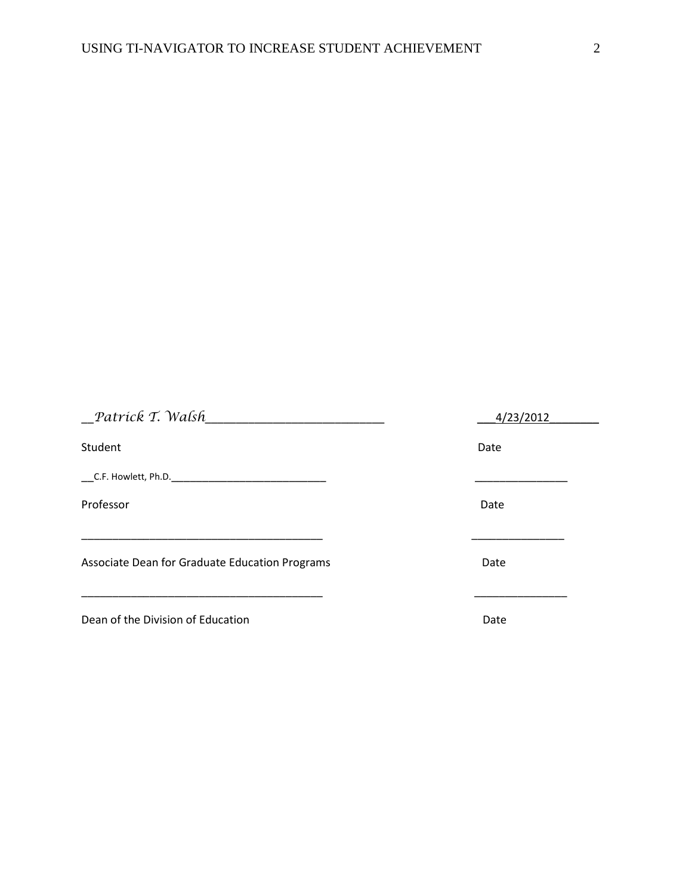__*Patrick T. Walsh*__________________________ ___4/23/2012________

Student Date

___C.F. Howlett, Ph.D._____________________________ ________________

Professor Date

________________________________________ _______________

Associate Dean for Graduate Education Programs Date

________________________________________ _______________

Dean of the Division of Education Date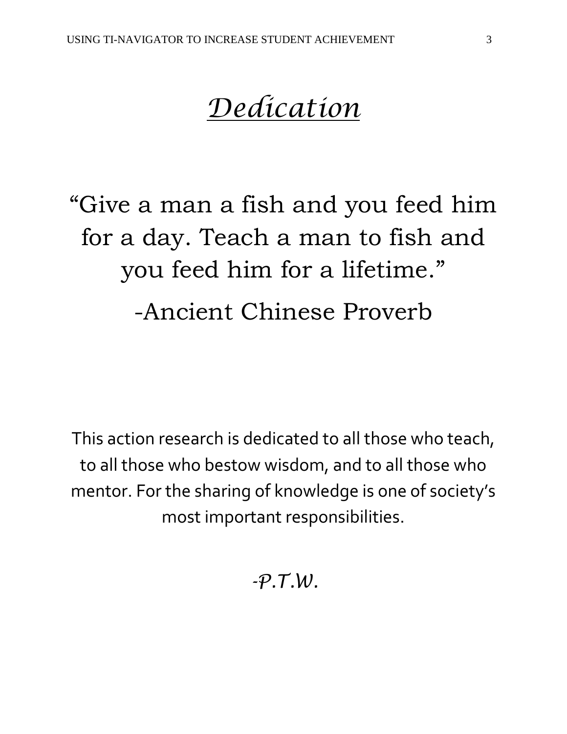# *Dedication*

“Give a man a fish and you feed him for a day. Teach a man to fish and you feed him for a lifetime.”

-Ancient Chinese Proverb

This action research is dedicated to all those who teach, to all those who bestow wisdom, and to all those who mentor. For the sharing of knowledge is one of society’s most important responsibilities.

*-P.T.W.*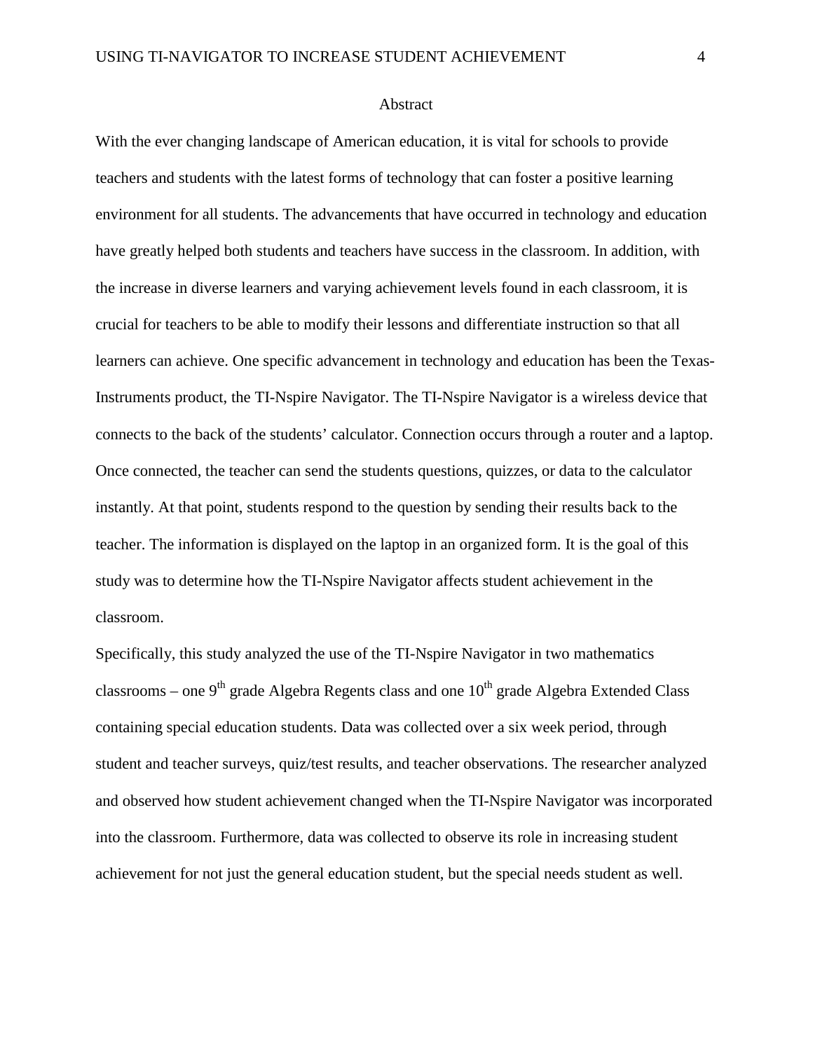# Abstract

With the ever changing landscape of American education, it is vital for schools to provide teachers and students with the latest forms of technology that can foster a positive learning environment for all students. The advancements that have occurred in technology and education have greatly helped both students and teachers have success in the classroom. In addition, with the increase in diverse learners and varying achievement levels found in each classroom, it is crucial for teachers to be able to modify their lessons and differentiate instruction so that all learners can achieve. One specific advancement in technology and education has been the Texas-Instruments product, the TI-Nspire Navigator. The TI-Nspire Navigator is a wireless device that connects to the back of the students' calculator. Connection occurs through a router and a laptop. Once connected, the teacher can send the students questions, quizzes, or data to the calculator instantly. At that point, students respond to the question by sending their results back to the teacher. The information is displayed on the laptop in an organized form. It is the goal of this study was to determine how the TI-Nspire Navigator affects student achievement in the classroom.

Specifically, this study analyzed the use of the TI-Nspire Navigator in two mathematics classrooms – one 9th grade Algebra Regents class and one 10th grade Algebra Extended Class containing special education students. Data was collected over a six week period, through student and teacher surveys, quiz/test results, and teacher observations. The researcher analyzed and observed how student achievement changed when the TI-Nspire Navigator was incorporated into the classroom. Furthermore, data was collected to observe its role in increasing student achievement for not just the general education student, but the special needs student as well.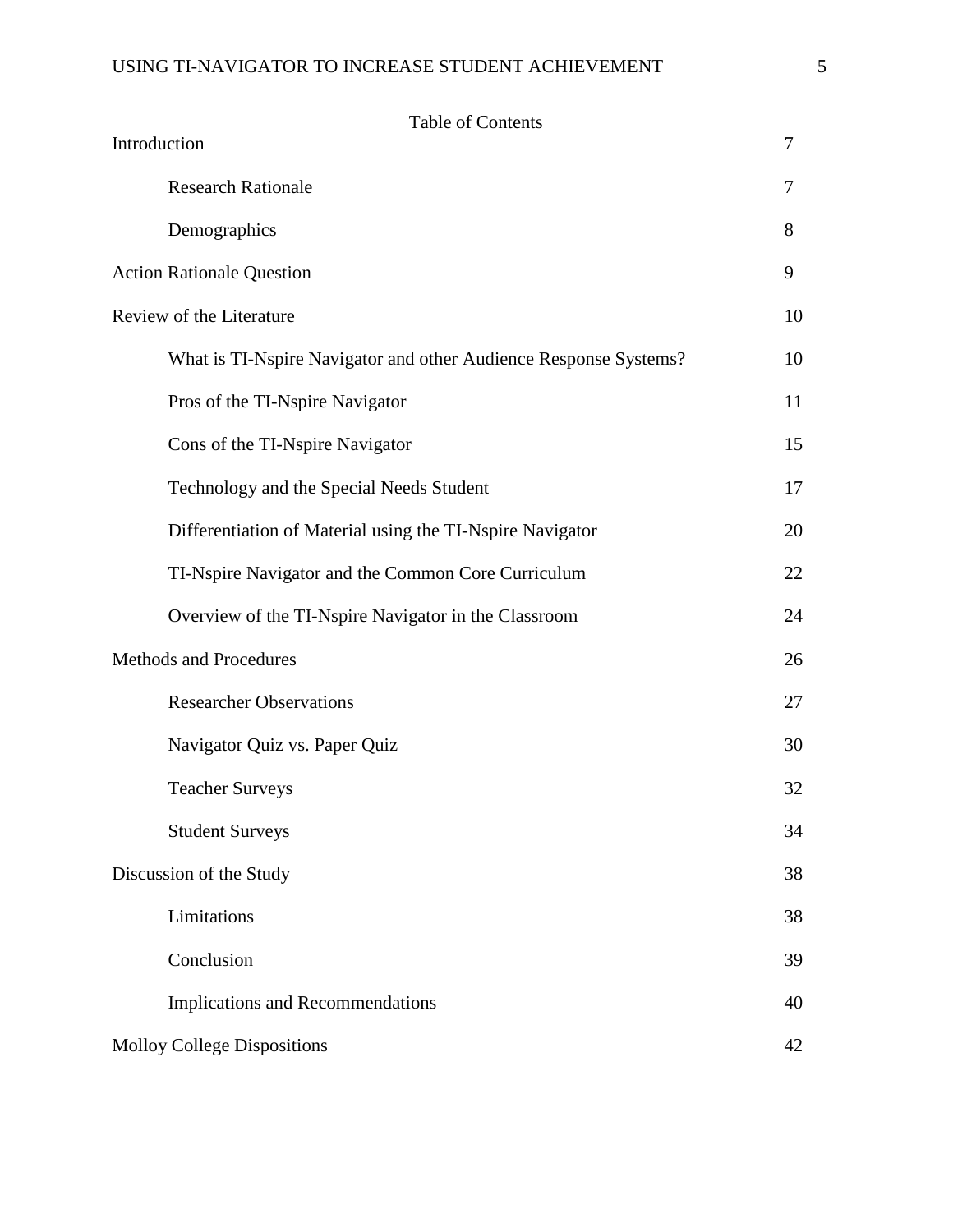## Table of Contents

| | |
|---|---|
| Introduction | 7 |
| Research Rationale | 7 |
| Demographics | 8 |
| Action Rationale Question | 9 |
| Review of the Literature | 10 |
| What is TI-Nspire Navigator and other Audience Response Systems? | 10 |
| Pros of the TI-Nspire Navigator | 11 |
| Cons of the TI-Nspire Navigator | 15 |
| Technology and the Special Needs Student | 17 |
| Differentiation of Material using the TI-Nspire Navigator | 20 |
| TI-Nspire Navigator and the Common Core Curriculum | 22 |
| Overview of the TI-Nspire Navigator in the Classroom | 24 |
| Methods and Procedures | 26 |
| Researcher Observations | 27 |
| Navigator Quiz vs. Paper Quiz | 30 |
| Teacher Surveys | 32 |
| Student Surveys | 34 |
| Discussion of the Study | 38 |
| Limitations | 38 |
| Conclusion | 39 |
| Implications and Recommendations | 40 |
| Molloy College Dispositions | 42 |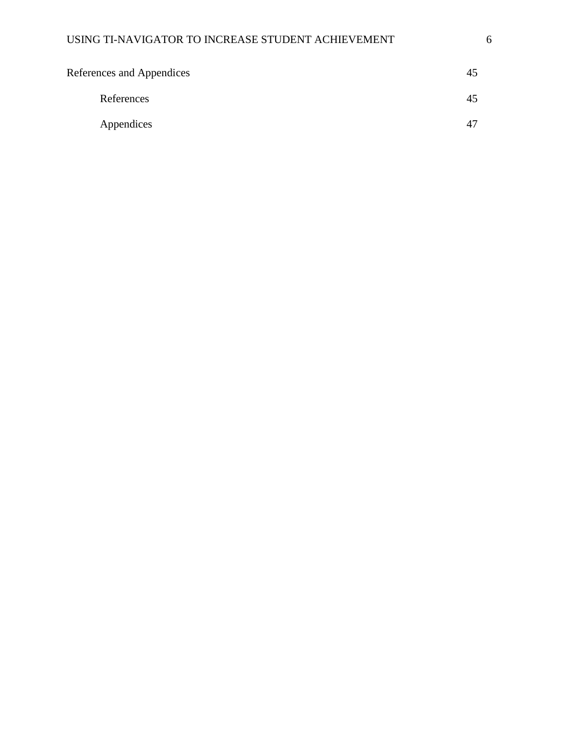| | |
|---|---|
| References and Appendices | 45 |
| &nbsp;&nbsp;&nbsp;&nbsp;References | 45 |
| &nbsp;&nbsp;&nbsp;&nbsp;Appendices | 47 |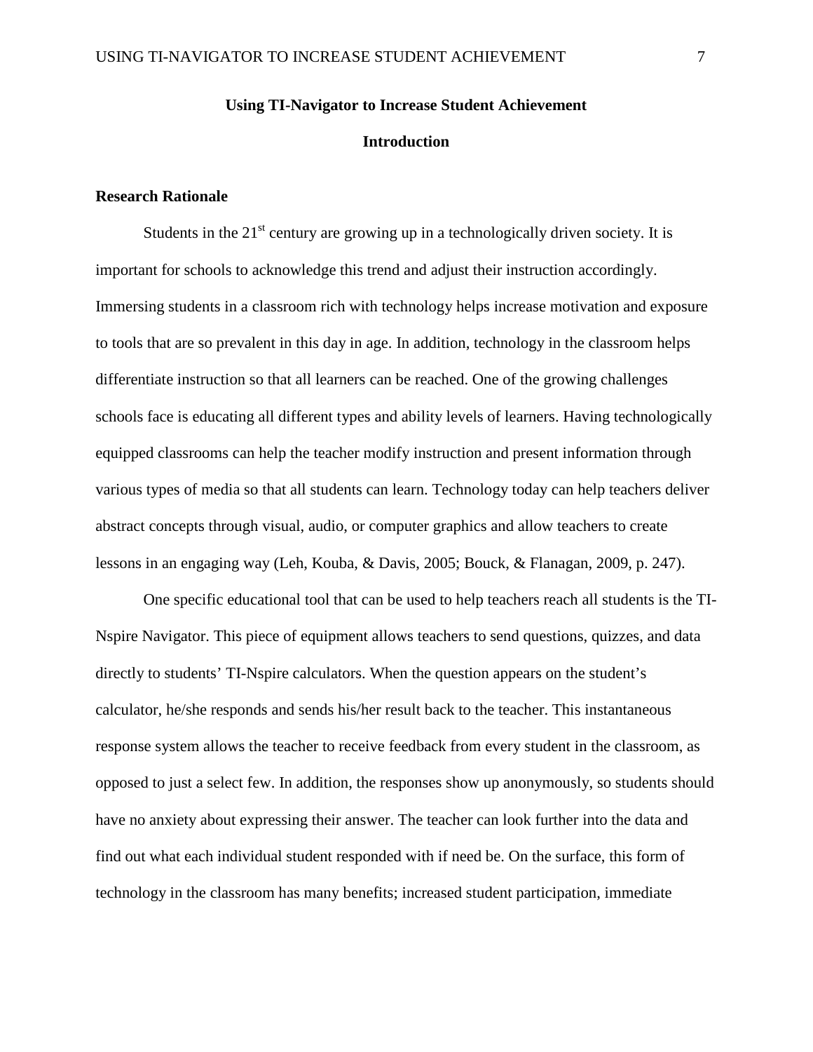# Using TI-Navigator to Increase Student Achievement

## Introduction

### Research Rationale

Students in the 21st century are growing up in a technologically driven society. It is important for schools to acknowledge this trend and adjust their instruction accordingly. Immersing students in a classroom rich with technology helps increase motivation and exposure to tools that are so prevalent in this day in age. In addition, technology in the classroom helps differentiate instruction so that all learners can be reached. One of the growing challenges schools face is educating all different types and ability levels of learners. Having technologically equipped classrooms can help the teacher modify instruction and present information through various types of media so that all students can learn. Technology today can help teachers deliver abstract concepts through visual, audio, or computer graphics and allow teachers to create lessons in an engaging way (Leh, Kouba, & Davis, 2005; Bouck, & Flanagan, 2009, p. 247).

One specific educational tool that can be used to help teachers reach all students is the TI-Nspire Navigator. This piece of equipment allows teachers to send questions, quizzes, and data directly to students' TI-Nspire calculators. When the question appears on the student's calculator, he/she responds and sends his/her result back to the teacher. This instantaneous response system allows the teacher to receive feedback from every student in the classroom, as opposed to just a select few. In addition, the responses show up anonymously, so students should have no anxiety about expressing their answer. The teacher can look further into the data and find out what each individual student responded with if need be. On the surface, this form of technology in the classroom has many benefits; increased student participation, immediate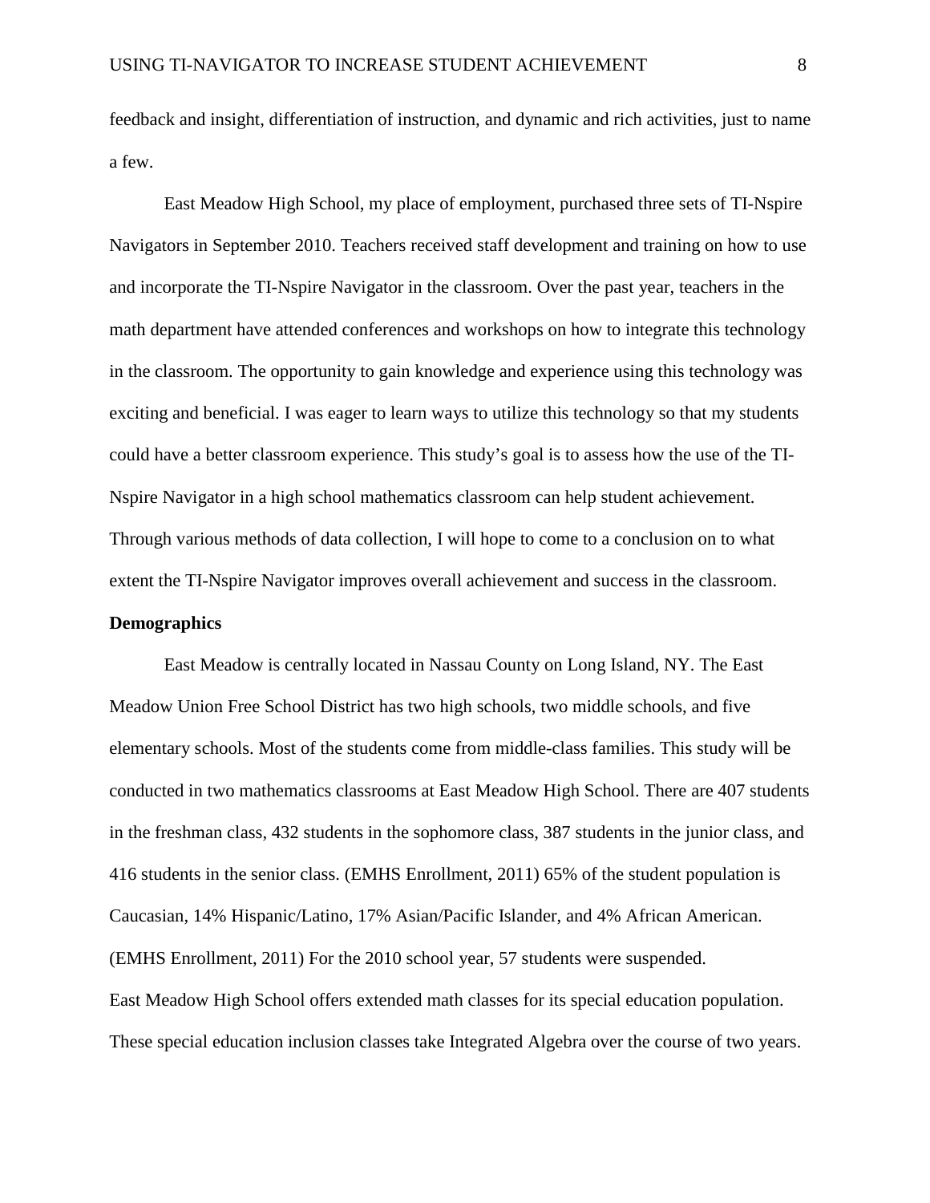feedback and insight, differentiation of instruction, and dynamic and rich activities, just to name a few.

East Meadow High School, my place of employment, purchased three sets of TI-Nspire Navigators in September 2010. Teachers received staff development and training on how to use and incorporate the TI-Nspire Navigator in the classroom. Over the past year, teachers in the math department have attended conferences and workshops on how to integrate this technology in the classroom. The opportunity to gain knowledge and experience using this technology was exciting and beneficial. I was eager to learn ways to utilize this technology so that my students could have a better classroom experience. This study's goal is to assess how the use of the TI-Nspire Navigator in a high school mathematics classroom can help student achievement. Through various methods of data collection, I will hope to come to a conclusion on to what extent the TI-Nspire Navigator improves overall achievement and success in the classroom.

**Demographics**

East Meadow is centrally located in Nassau County on Long Island, NY. The East Meadow Union Free School District has two high schools, two middle schools, and five elementary schools. Most of the students come from middle-class families. This study will be conducted in two mathematics classrooms at East Meadow High School. There are 407 students in the freshman class, 432 students in the sophomore class, 387 students in the junior class, and 416 students in the senior class. (EMHS Enrollment, 2011) 65% of the student population is Caucasian, 14% Hispanic/Latino, 17% Asian/Pacific Islander, and 4% African American. (EMHS Enrollment, 2011) For the 2010 school year, 57 students were suspended.
East Meadow High School offers extended math classes for its special education population. These special education inclusion classes take Integrated Algebra over the course of two years.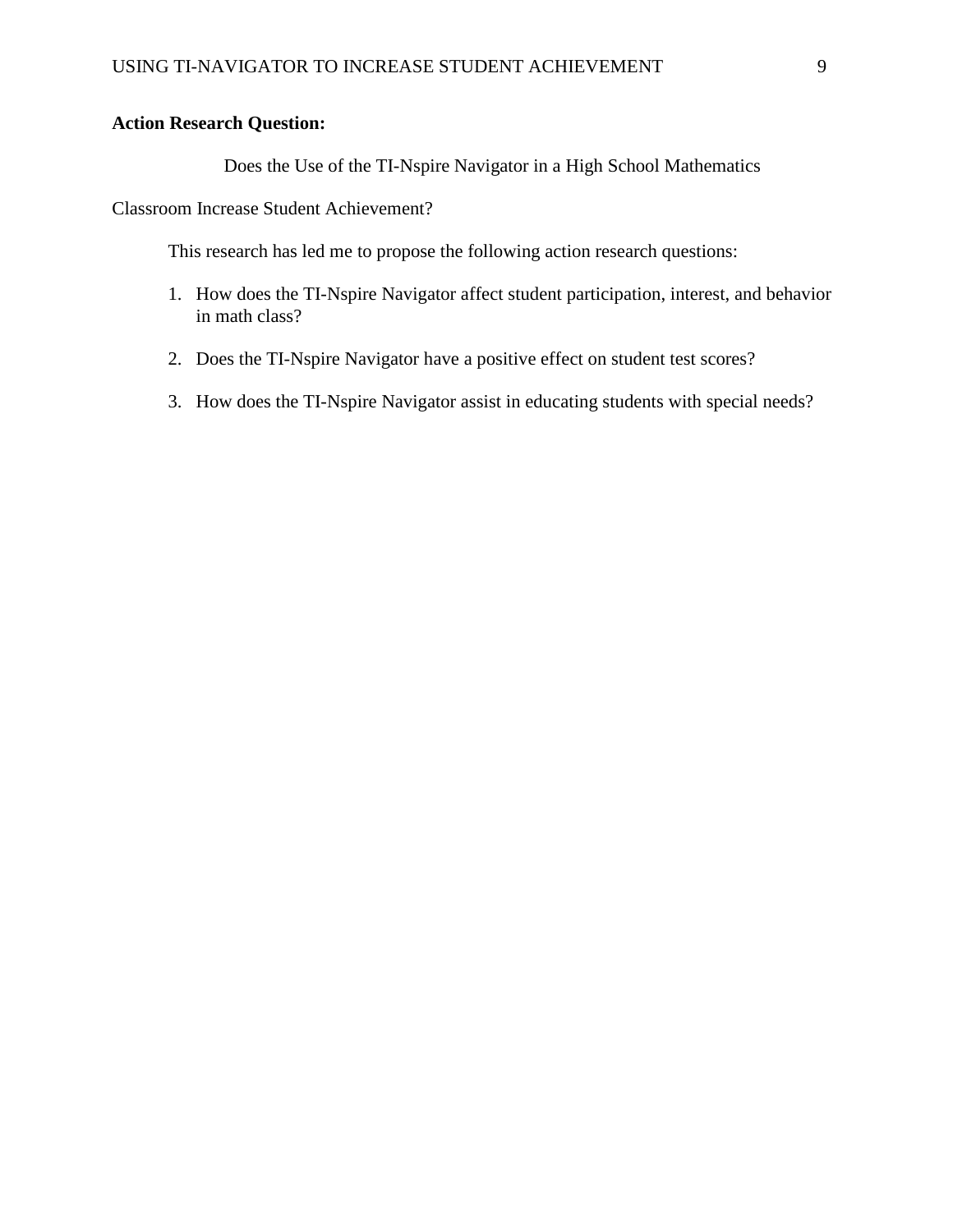**Action Research Question:**

Does the Use of the TI-Nspire Navigator in a High School Mathematics Classroom Increase Student Achievement?

This research has led me to propose the following action research questions:

1. How does the TI-Nspire Navigator affect student participation, interest, and behavior in math class?
2. Does the TI-Nspire Navigator have a positive effect on student test scores?
3. How does the TI-Nspire Navigator assist in educating students with special needs?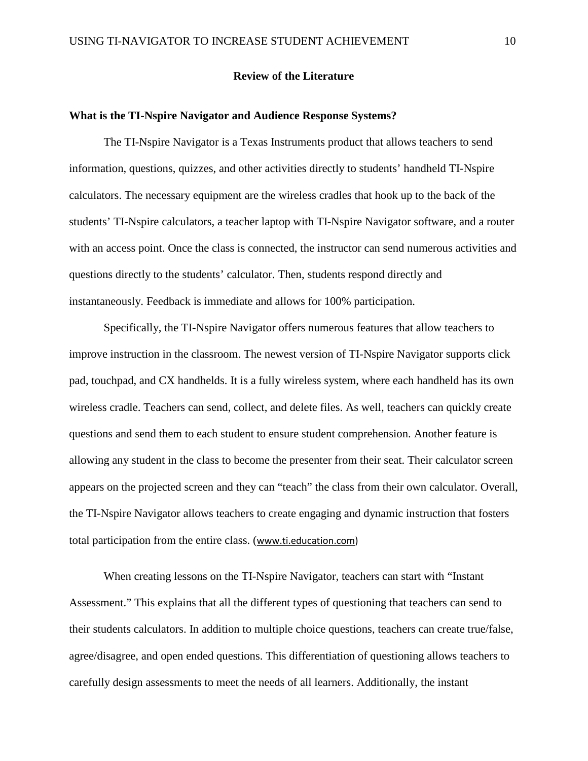## Review of the Literature

### What is the TI-Nspire Navigator and Audience Response Systems?

The TI-Nspire Navigator is a Texas Instruments product that allows teachers to send information, questions, quizzes, and other activities directly to students' handheld TI-Nspire calculators. The necessary equipment are the wireless cradles that hook up to the back of the students' TI-Nspire calculators, a teacher laptop with TI-Nspire Navigator software, and a router with an access point. Once the class is connected, the instructor can send numerous activities and questions directly to the students' calculator. Then, students respond directly and instantaneously. Feedback is immediate and allows for 100% participation.

Specifically, the TI-Nspire Navigator offers numerous features that allow teachers to improve instruction in the classroom. The newest version of TI-Nspire Navigator supports click pad, touchpad, and CX handhelds. It is a fully wireless system, where each handheld has its own wireless cradle. Teachers can send, collect, and delete files. As well, teachers can quickly create questions and send them to each student to ensure student comprehension. Another feature is allowing any student in the class to become the presenter from their seat. Their calculator screen appears on the projected screen and they can "teach" the class from their own calculator. Overall, the TI-Nspire Navigator allows teachers to create engaging and dynamic instruction that fosters total participation from the entire class. (www.ti.education.com)

When creating lessons on the TI-Nspire Navigator, teachers can start with "Instant Assessment." This explains that all the different types of questioning that teachers can send to their students calculators. In addition to multiple choice questions, teachers can create true/false, agree/disagree, and open ended questions. This differentiation of questioning allows teachers to carefully design assessments to meet the needs of all learners. Additionally, the instant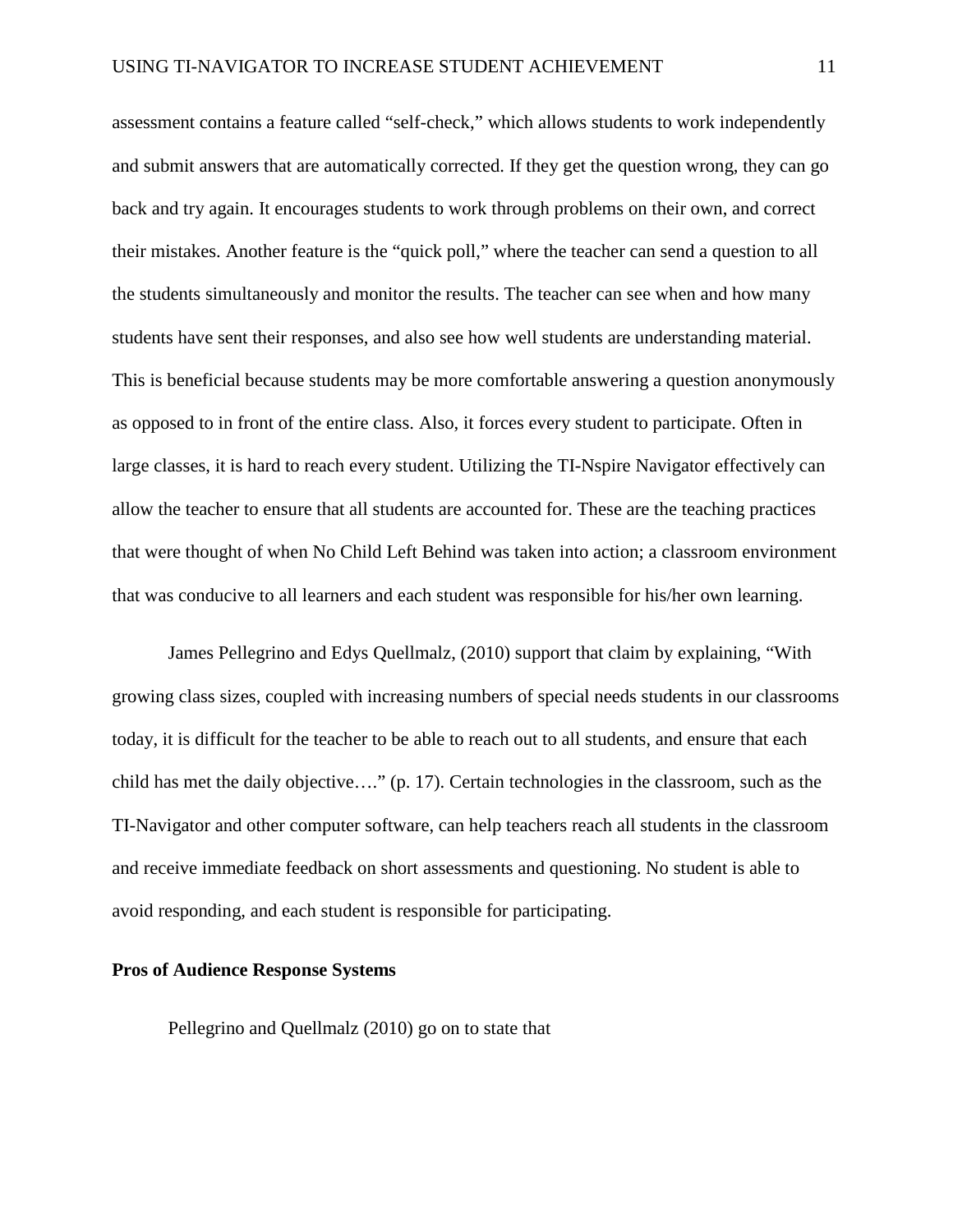assessment contains a feature called "self-check," which allows students to work independently and submit answers that are automatically corrected. If they get the question wrong, they can go back and try again. It encourages students to work through problems on their own, and correct their mistakes. Another feature is the "quick poll," where the teacher can send a question to all the students simultaneously and monitor the results. The teacher can see when and how many students have sent their responses, and also see how well students are understanding material. This is beneficial because students may be more comfortable answering a question anonymously as opposed to in front of the entire class. Also, it forces every student to participate. Often in large classes, it is hard to reach every student. Utilizing the TI-Nspire Navigator effectively can allow the teacher to ensure that all students are accounted for. These are the teaching practices that were thought of when No Child Left Behind was taken into action; a classroom environment that was conducive to all learners and each student was responsible for his/her own learning.

James Pellegrino and Edys Quellmalz, (2010) support that claim by explaining, "With growing class sizes, coupled with increasing numbers of special needs students in our classrooms today, it is difficult for the teacher to be able to reach out to all students, and ensure that each child has met the daily objective…." (p. 17). Certain technologies in the classroom, such as the TI-Navigator and other computer software, can help teachers reach all students in the classroom and receive immediate feedback on short assessments and questioning. No student is able to avoid responding, and each student is responsible for participating.

**Pros of Audience Response Systems**

Pellegrino and Quellmalz (2010) go on to state that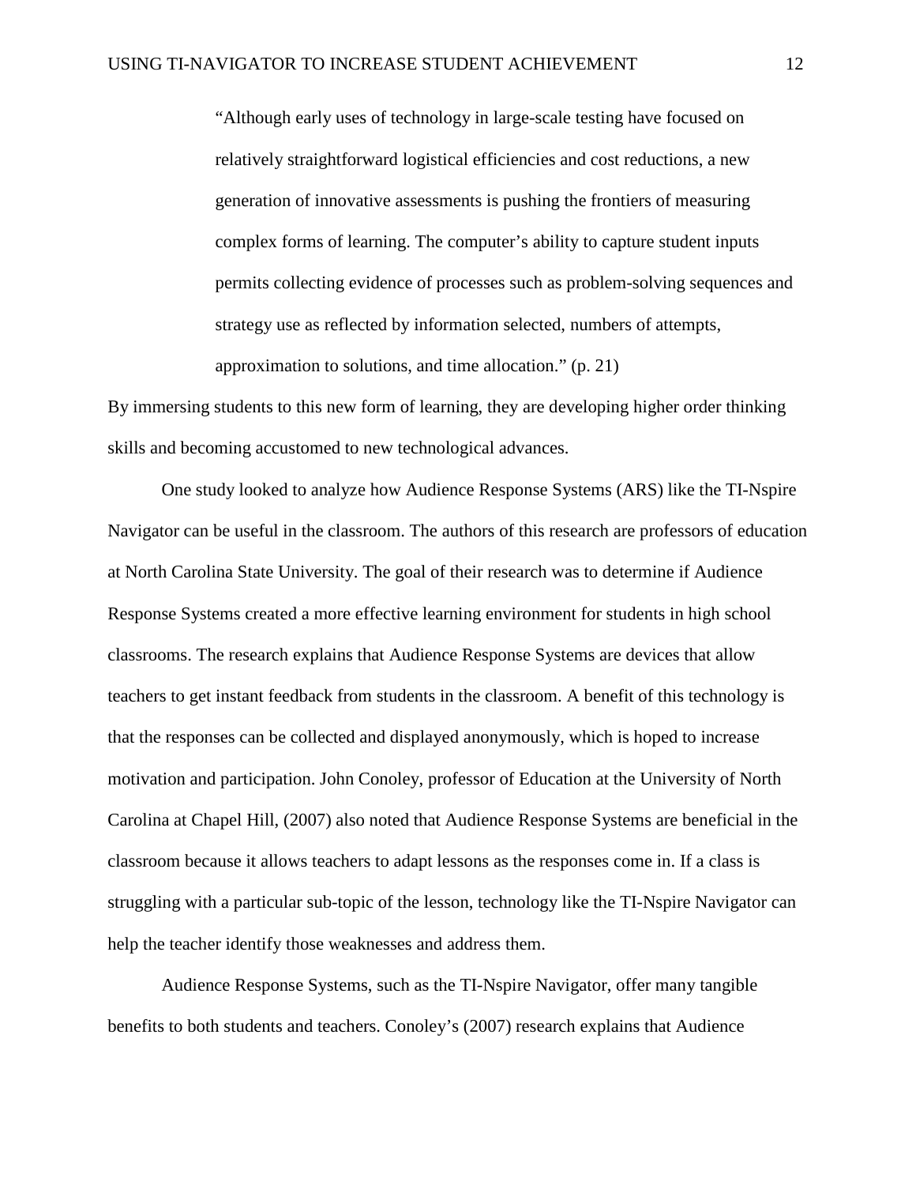> "Although early uses of technology in large-scale testing have focused on relatively straightforward logistical efficiencies and cost reductions, a new generation of innovative assessments is pushing the frontiers of measuring complex forms of learning. The computer's ability to capture student inputs permits collecting evidence of processes such as problem-solving sequences and strategy use as reflected by information selected, numbers of attempts, approximation to solutions, and time allocation." (p. 21)

By immersing students to this new form of learning, they are developing higher order thinking skills and becoming accustomed to new technological advances.

One study looked to analyze how Audience Response Systems (ARS) like the TI-Nspire Navigator can be useful in the classroom. The authors of this research are professors of education at North Carolina State University. The goal of their research was to determine if Audience Response Systems created a more effective learning environment for students in high school classrooms. The research explains that Audience Response Systems are devices that allow teachers to get instant feedback from students in the classroom. A benefit of this technology is that the responses can be collected and displayed anonymously, which is hoped to increase motivation and participation. John Conoley, professor of Education at the University of North Carolina at Chapel Hill, (2007) also noted that Audience Response Systems are beneficial in the classroom because it allows teachers to adapt lessons as the responses come in. If a class is struggling with a particular sub-topic of the lesson, technology like the TI-Nspire Navigator can help the teacher identify those weaknesses and address them.

Audience Response Systems, such as the TI-Nspire Navigator, offer many tangible benefits to both students and teachers. Conoley's (2007) research explains that Audience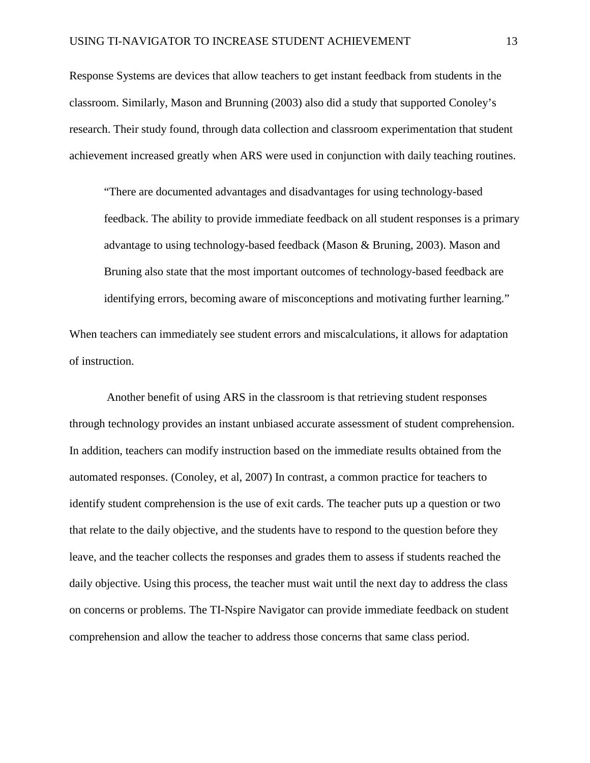Response Systems are devices that allow teachers to get instant feedback from students in the classroom. Similarly, Mason and Brunning (2003) also did a study that supported Conoley's research. Their study found, through data collection and classroom experimentation that student achievement increased greatly when ARS were used in conjunction with daily teaching routines.

> "There are documented advantages and disadvantages for using technology-based feedback. The ability to provide immediate feedback on all student responses is a primary advantage to using technology-based feedback (Mason & Bruning, 2003). Mason and Bruning also state that the most important outcomes of technology-based feedback are identifying errors, becoming aware of misconceptions and motivating further learning."

When teachers can immediately see student errors and miscalculations, it allows for adaptation of instruction.

Another benefit of using ARS in the classroom is that retrieving student responses through technology provides an instant unbiased accurate assessment of student comprehension. In addition, teachers can modify instruction based on the immediate results obtained from the automated responses. (Conoley, et al, 2007) In contrast, a common practice for teachers to identify student comprehension is the use of exit cards. The teacher puts up a question or two that relate to the daily objective, and the students have to respond to the question before they leave, and the teacher collects the responses and grades them to assess if students reached the daily objective. Using this process, the teacher must wait until the next day to address the class on concerns or problems. The TI-Nspire Navigator can provide immediate feedback on student comprehension and allow the teacher to address those concerns that same class period.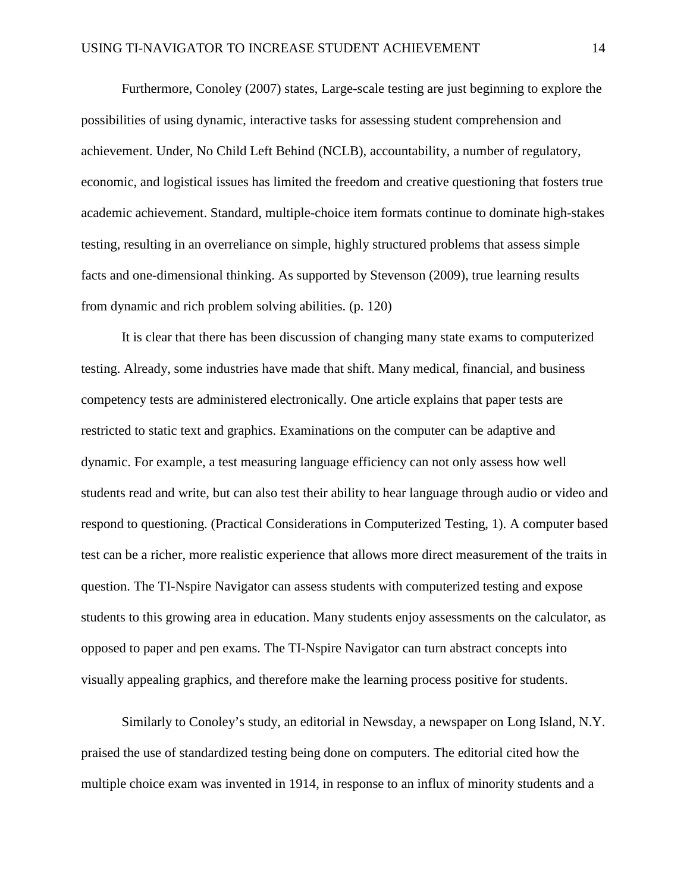Furthermore, Conoley (2007) states, Large-scale testing are just beginning to explore the possibilities of using dynamic, interactive tasks for assessing student comprehension and achievement. Under, No Child Left Behind (NCLB), accountability, a number of regulatory, economic, and logistical issues has limited the freedom and creative questioning that fosters true academic achievement. Standard, multiple-choice item formats continue to dominate high-stakes testing, resulting in an overreliance on simple, highly structured problems that assess simple facts and one-dimensional thinking. As supported by Stevenson (2009), true learning results from dynamic and rich problem solving abilities. (p. 120)

It is clear that there has been discussion of changing many state exams to computerized testing. Already, some industries have made that shift. Many medical, financial, and business competency tests are administered electronically. One article explains that paper tests are restricted to static text and graphics. Examinations on the computer can be adaptive and dynamic. For example, a test measuring language efficiency can not only assess how well students read and write, but can also test their ability to hear language through audio or video and respond to questioning. (Practical Considerations in Computerized Testing, 1). A computer based test can be a richer, more realistic experience that allows more direct measurement of the traits in question. The TI-Nspire Navigator can assess students with computerized testing and expose students to this growing area in education. Many students enjoy assessments on the calculator, as opposed to paper and pen exams. The TI-Nspire Navigator can turn abstract concepts into visually appealing graphics, and therefore make the learning process positive for students.

Similarly to Conoley's study, an editorial in Newsday, a newspaper on Long Island, N.Y. praised the use of standardized testing being done on computers. The editorial cited how the multiple choice exam was invented in 1914, in response to an influx of minority students and a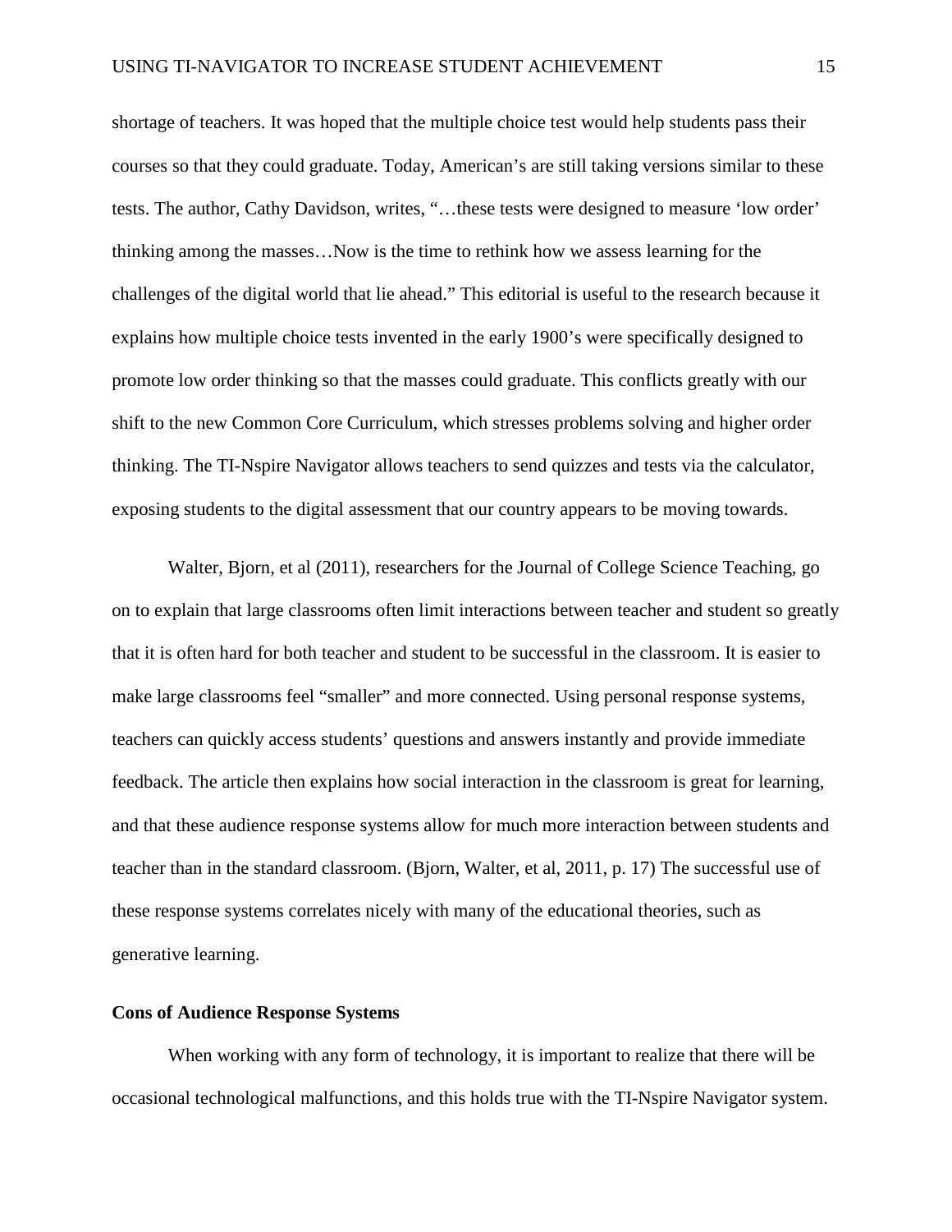shortage of teachers. It was hoped that the multiple choice test would help students pass their courses so that they could graduate. Today, American's are still taking versions similar to these tests. The author, Cathy Davidson, writes, "…these tests were designed to measure 'low order' thinking among the masses…Now is the time to rethink how we assess learning for the challenges of the digital world that lie ahead." This editorial is useful to the research because it explains how multiple choice tests invented in the early 1900's were specifically designed to promote low order thinking so that the masses could graduate. This conflicts greatly with our shift to the new Common Core Curriculum, which stresses problems solving and higher order thinking. The TI-Nspire Navigator allows teachers to send quizzes and tests via the calculator, exposing students to the digital assessment that our country appears to be moving towards.

Walter, Bjorn, et al (2011), researchers for the Journal of College Science Teaching, go on to explain that large classrooms often limit interactions between teacher and student so greatly that it is often hard for both teacher and student to be successful in the classroom. It is easier to make large classrooms feel "smaller" and more connected. Using personal response systems, teachers can quickly access students' questions and answers instantly and provide immediate feedback. The article then explains how social interaction in the classroom is great for learning, and that these audience response systems allow for much more interaction between students and teacher than in the standard classroom. (Bjorn, Walter, et al, 2011, p. 17) The successful use of these response systems correlates nicely with many of the educational theories, such as generative learning.

**Cons of Audience Response Systems**

When working with any form of technology, it is important to realize that there will be occasional technological malfunctions, and this holds true with the TI-Nspire Navigator system.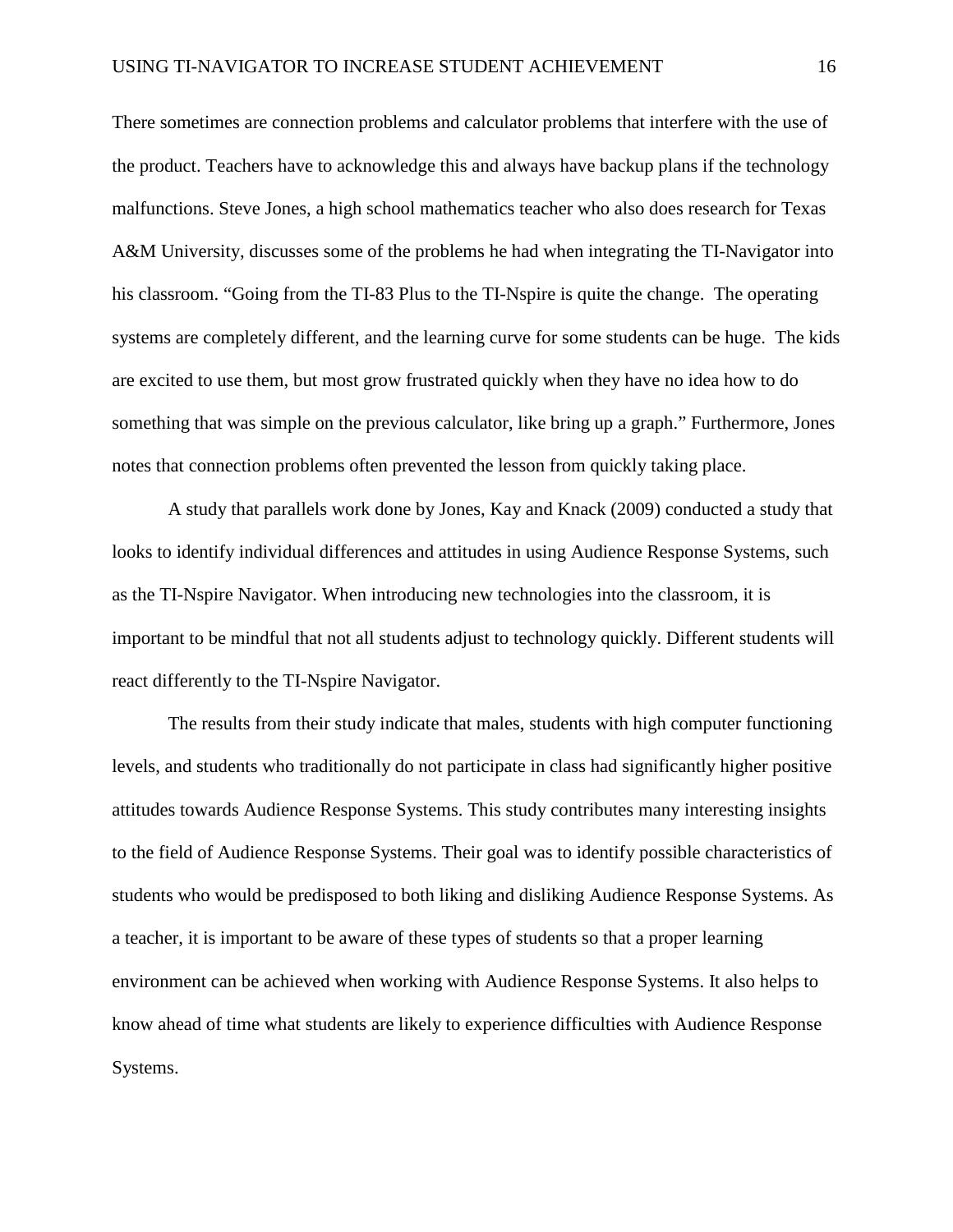There sometimes are connection problems and calculator problems that interfere with the use of the product. Teachers have to acknowledge this and always have backup plans if the technology malfunctions. Steve Jones, a high school mathematics teacher who also does research for Texas A&M University, discusses some of the problems he had when integrating the TI-Navigator into his classroom. “Going from the TI-83 Plus to the TI-Nspire is quite the change. The operating systems are completely different, and the learning curve for some students can be huge. The kids are excited to use them, but most grow frustrated quickly when they have no idea how to do something that was simple on the previous calculator, like bring up a graph.” Furthermore, Jones notes that connection problems often prevented the lesson from quickly taking place.

A study that parallels work done by Jones, Kay and Knack (2009) conducted a study that looks to identify individual differences and attitudes in using Audience Response Systems, such as the TI-Nspire Navigator. When introducing new technologies into the classroom, it is important to be mindful that not all students adjust to technology quickly. Different students will react differently to the TI-Nspire Navigator.

The results from their study indicate that males, students with high computer functioning levels, and students who traditionally do not participate in class had significantly higher positive attitudes towards Audience Response Systems. This study contributes many interesting insights to the field of Audience Response Systems. Their goal was to identify possible characteristics of students who would be predisposed to both liking and disliking Audience Response Systems. As a teacher, it is important to be aware of these types of students so that a proper learning environment can be achieved when working with Audience Response Systems. It also helps to know ahead of time what students are likely to experience difficulties with Audience Response Systems.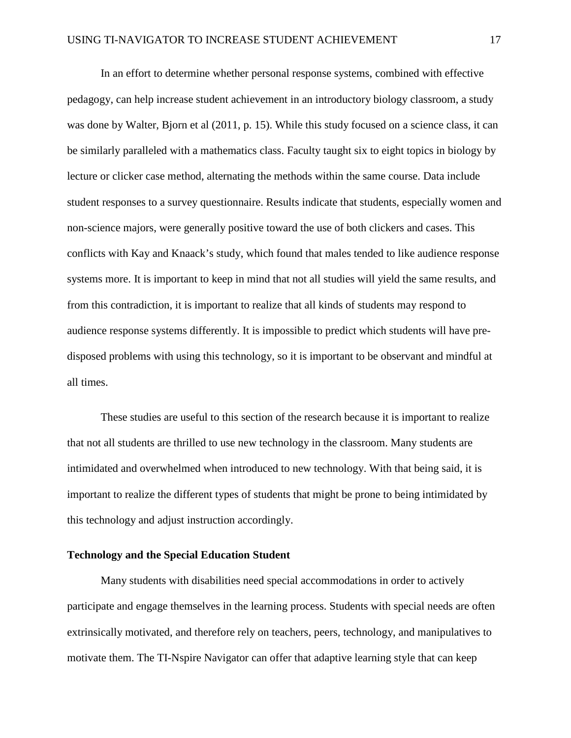In an effort to determine whether personal response systems, combined with effective pedagogy, can help increase student achievement in an introductory biology classroom, a study was done by Walter, Bjorn et al (2011, p. 15). While this study focused on a science class, it can be similarly paralleled with a mathematics class. Faculty taught six to eight topics in biology by lecture or clicker case method, alternating the methods within the same course. Data include student responses to a survey questionnaire. Results indicate that students, especially women and non-science majors, were generally positive toward the use of both clickers and cases. This conflicts with Kay and Knaack's study, which found that males tended to like audience response systems more. It is important to keep in mind that not all studies will yield the same results, and from this contradiction, it is important to realize that all kinds of students may respond to audience response systems differently. It is impossible to predict which students will have pre-disposed problems with using this technology, so it is important to be observant and mindful at all times.

These studies are useful to this section of the research because it is important to realize that not all students are thrilled to use new technology in the classroom. Many students are intimidated and overwhelmed when introduced to new technology. With that being said, it is important to realize the different types of students that might be prone to being intimidated by this technology and adjust instruction accordingly.

**Technology and the Special Education Student**

Many students with disabilities need special accommodations in order to actively participate and engage themselves in the learning process. Students with special needs are often extrinsically motivated, and therefore rely on teachers, peers, technology, and manipulatives to motivate them. The TI-Nspire Navigator can offer that adaptive learning style that can keep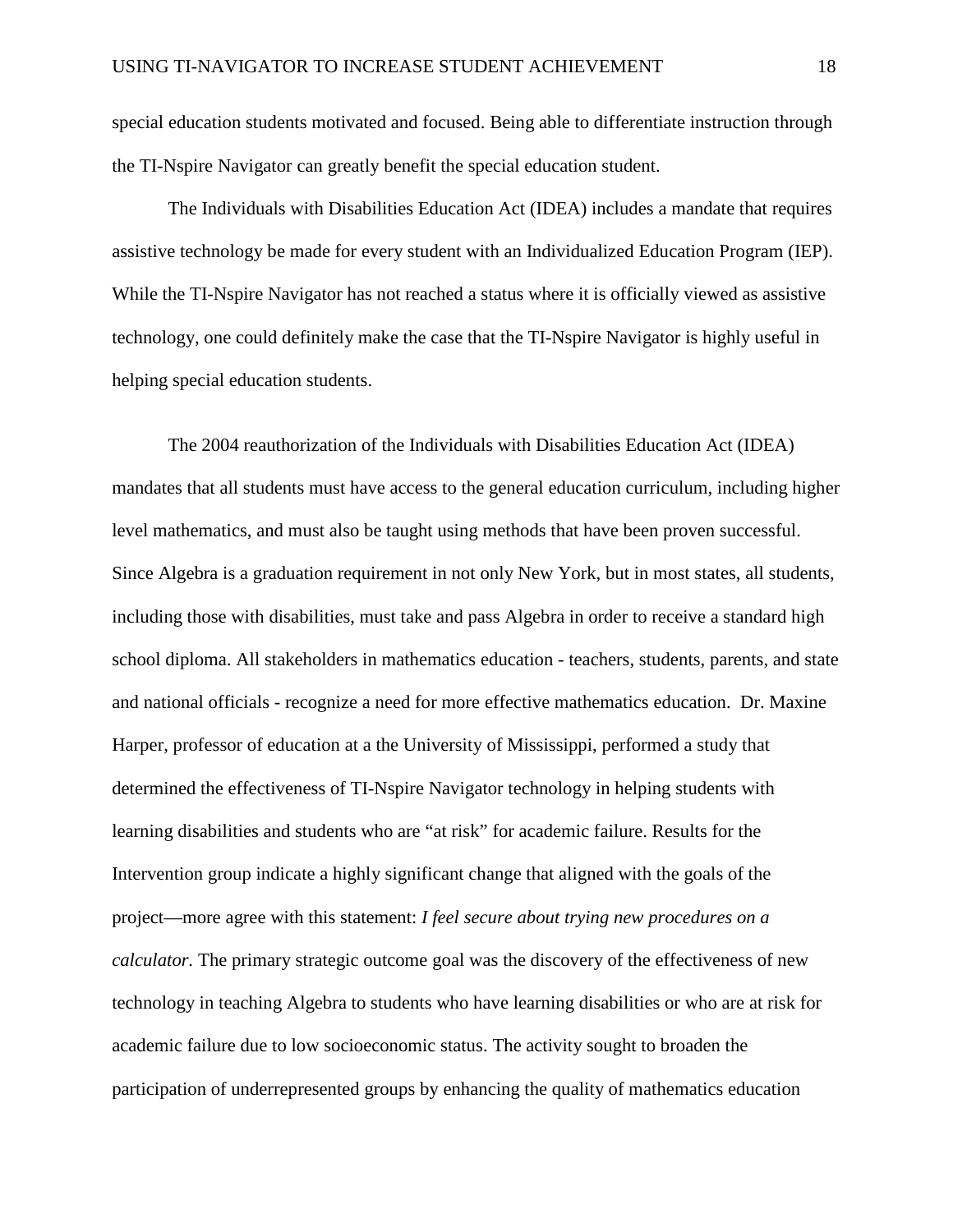special education students motivated and focused. Being able to differentiate instruction through the TI-Nspire Navigator can greatly benefit the special education student.

The Individuals with Disabilities Education Act (IDEA) includes a mandate that requires assistive technology be made for every student with an Individualized Education Program (IEP). While the TI-Nspire Navigator has not reached a status where it is officially viewed as assistive technology, one could definitely make the case that the TI-Nspire Navigator is highly useful in helping special education students.

The 2004 reauthorization of the Individuals with Disabilities Education Act (IDEA) mandates that all students must have access to the general education curriculum, including higher level mathematics, and must also be taught using methods that have been proven successful. Since Algebra is a graduation requirement in not only New York, but in most states, all students, including those with disabilities, must take and pass Algebra in order to receive a standard high school diploma. All stakeholders in mathematics education - teachers, students, parents, and state and national officials - recognize a need for more effective mathematics education. Dr. Maxine Harper, professor of education at a the University of Mississippi, performed a study that determined the effectiveness of TI-Nspire Navigator technology in helping students with learning disabilities and students who are "at risk" for academic failure. Results for the Intervention group indicate a highly significant change that aligned with the goals of the project—more agree with this statement: *I feel secure about trying new procedures on a calculator.* The primary strategic outcome goal was the discovery of the effectiveness of new technology in teaching Algebra to students who have learning disabilities or who are at risk for academic failure due to low socioeconomic status. The activity sought to broaden the participation of underrepresented groups by enhancing the quality of mathematics education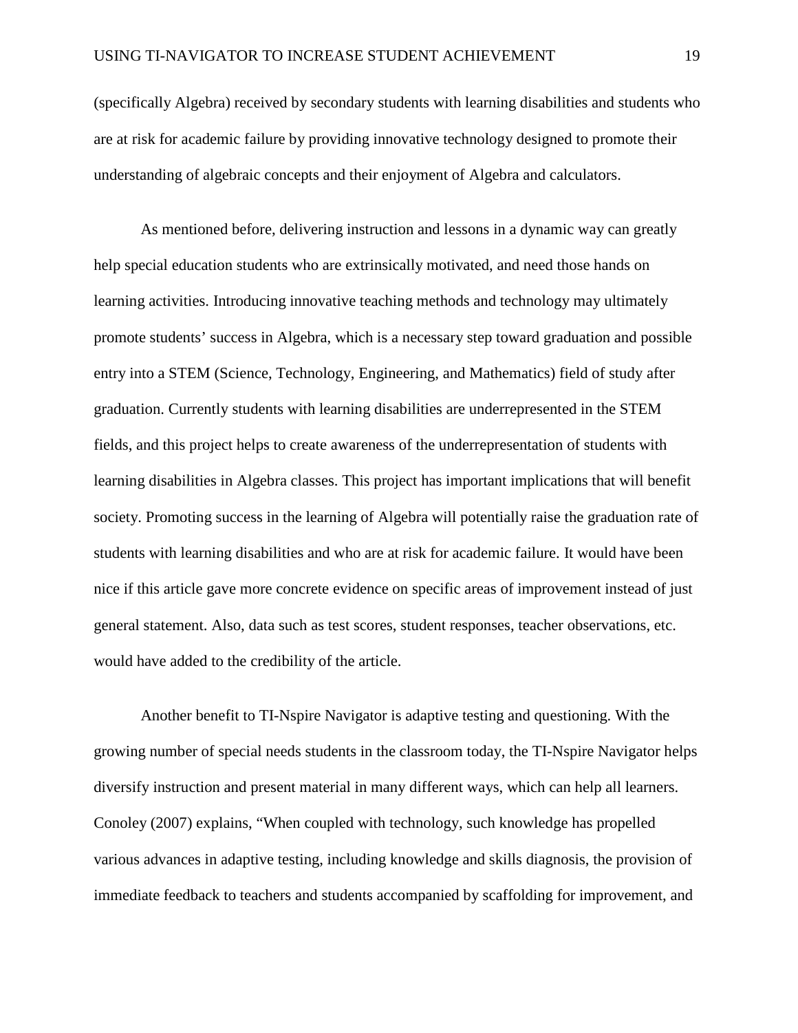(specifically Algebra) received by secondary students with learning disabilities and students who are at risk for academic failure by providing innovative technology designed to promote their understanding of algebraic concepts and their enjoyment of Algebra and calculators.

As mentioned before, delivering instruction and lessons in a dynamic way can greatly help special education students who are extrinsically motivated, and need those hands on learning activities. Introducing innovative teaching methods and technology may ultimately promote students' success in Algebra, which is a necessary step toward graduation and possible entry into a STEM (Science, Technology, Engineering, and Mathematics) field of study after graduation. Currently students with learning disabilities are underrepresented in the STEM fields, and this project helps to create awareness of the underrepresentation of students with learning disabilities in Algebra classes. This project has important implications that will benefit society. Promoting success in the learning of Algebra will potentially raise the graduation rate of students with learning disabilities and who are at risk for academic failure. It would have been nice if this article gave more concrete evidence on specific areas of improvement instead of just general statement. Also, data such as test scores, student responses, teacher observations, etc. would have added to the credibility of the article.

Another benefit to TI-Nspire Navigator is adaptive testing and questioning. With the growing number of special needs students in the classroom today, the TI-Nspire Navigator helps diversify instruction and present material in many different ways, which can help all learners. Conoley (2007) explains, "When coupled with technology, such knowledge has propelled various advances in adaptive testing, including knowledge and skills diagnosis, the provision of immediate feedback to teachers and students accompanied by scaffolding for improvement, and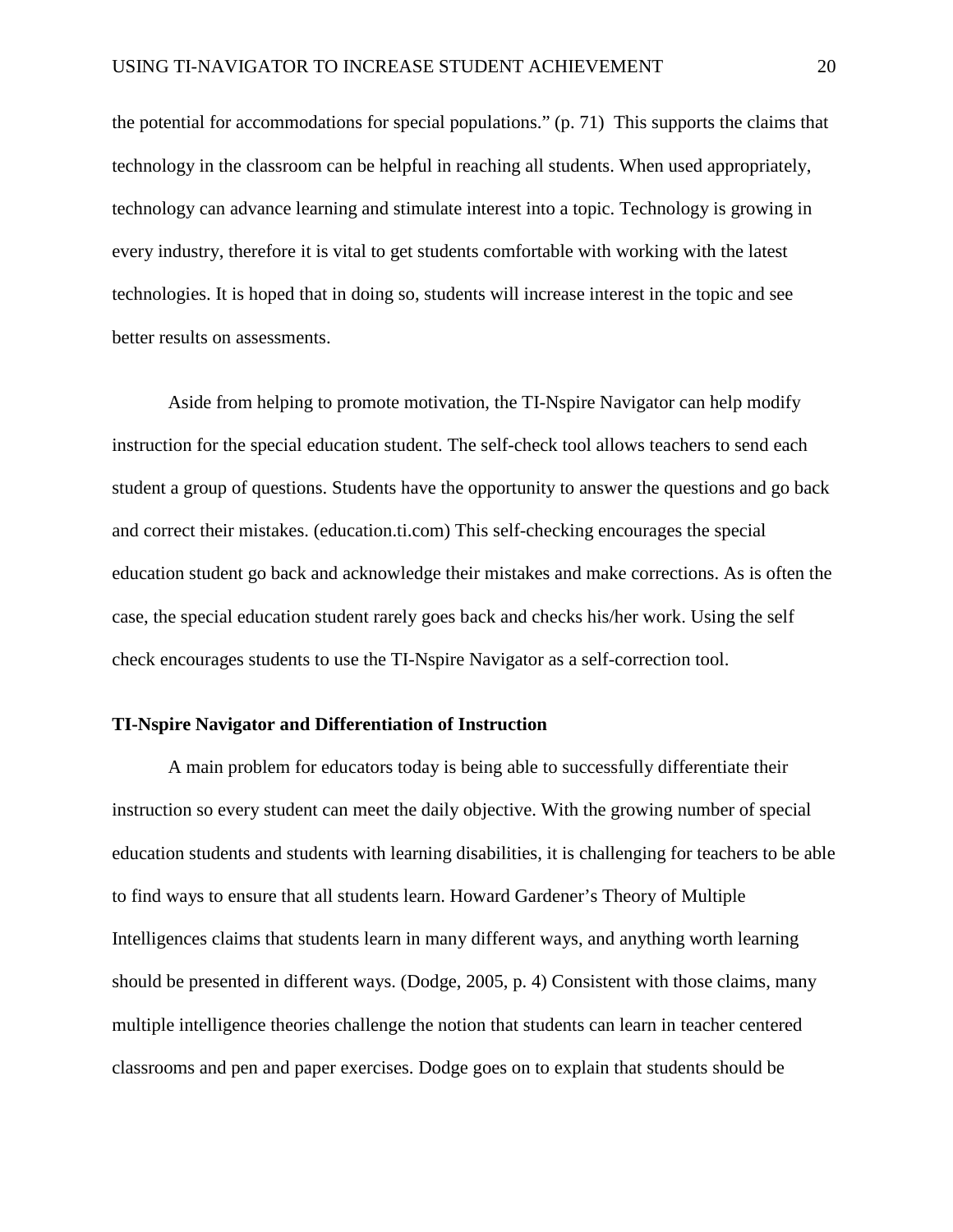the potential for accommodations for special populations." (p. 71) This supports the claims that technology in the classroom can be helpful in reaching all students. When used appropriately, technology can advance learning and stimulate interest into a topic. Technology is growing in every industry, therefore it is vital to get students comfortable with working with the latest technologies. It is hoped that in doing so, students will increase interest in the topic and see better results on assessments.

Aside from helping to promote motivation, the TI-Nspire Navigator can help modify instruction for the special education student. The self-check tool allows teachers to send each student a group of questions. Students have the opportunity to answer the questions and go back and correct their mistakes. (education.ti.com) This self-checking encourages the special education student go back and acknowledge their mistakes and make corrections. As is often the case, the special education student rarely goes back and checks his/her work. Using the self check encourages students to use the TI-Nspire Navigator as a self-correction tool.

**TI-Nspire Navigator and Differentiation of Instruction**

A main problem for educators today is being able to successfully differentiate their instruction so every student can meet the daily objective. With the growing number of special education students and students with learning disabilities, it is challenging for teachers to be able to find ways to ensure that all students learn. Howard Gardener's Theory of Multiple Intelligences claims that students learn in many different ways, and anything worth learning should be presented in different ways. (Dodge, 2005, p. 4) Consistent with those claims, many multiple intelligence theories challenge the notion that students can learn in teacher centered classrooms and pen and paper exercises. Dodge goes on to explain that students should be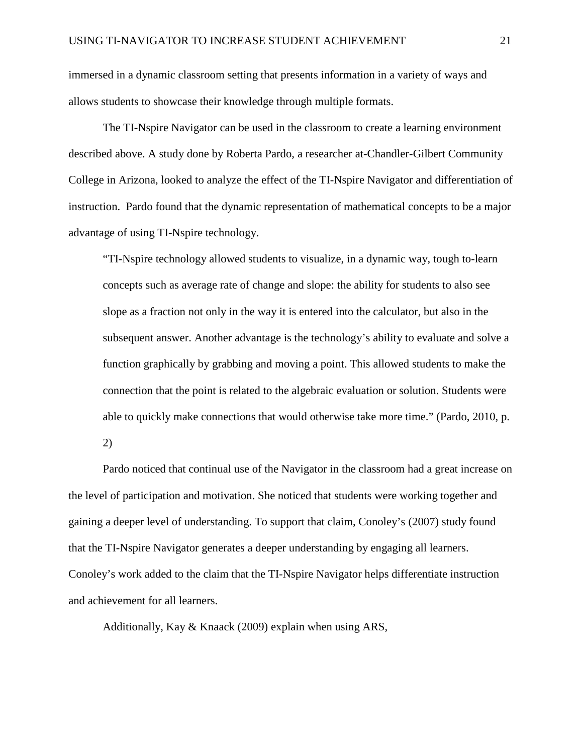immersed in a dynamic classroom setting that presents information in a variety of ways and allows students to showcase their knowledge through multiple formats.

The TI-Nspire Navigator can be used in the classroom to create a learning environment described above. A study done by Roberta Pardo, a researcher at-Chandler-Gilbert Community College in Arizona, looked to analyze the effect of the TI-Nspire Navigator and differentiation of instruction. Pardo found that the dynamic representation of mathematical concepts to be a major advantage of using TI-Nspire technology.

> "TI-Nspire technology allowed students to visualize, in a dynamic way, tough to-learn concepts such as average rate of change and slope: the ability for students to also see slope as a fraction not only in the way it is entered into the calculator, but also in the subsequent answer. Another advantage is the technology's ability to evaluate and solve a function graphically by grabbing and moving a point. This allowed students to make the connection that the point is related to the algebraic evaluation or solution. Students were able to quickly make connections that would otherwise take more time." (Pardo, 2010, p. 2)

Pardo noticed that continual use of the Navigator in the classroom had a great increase on the level of participation and motivation. She noticed that students were working together and gaining a deeper level of understanding. To support that claim, Conoley's (2007) study found that the TI-Nspire Navigator generates a deeper understanding by engaging all learners. Conoley's work added to the claim that the TI-Nspire Navigator helps differentiate instruction and achievement for all learners.

Additionally, Kay & Knaack (2009) explain when using ARS,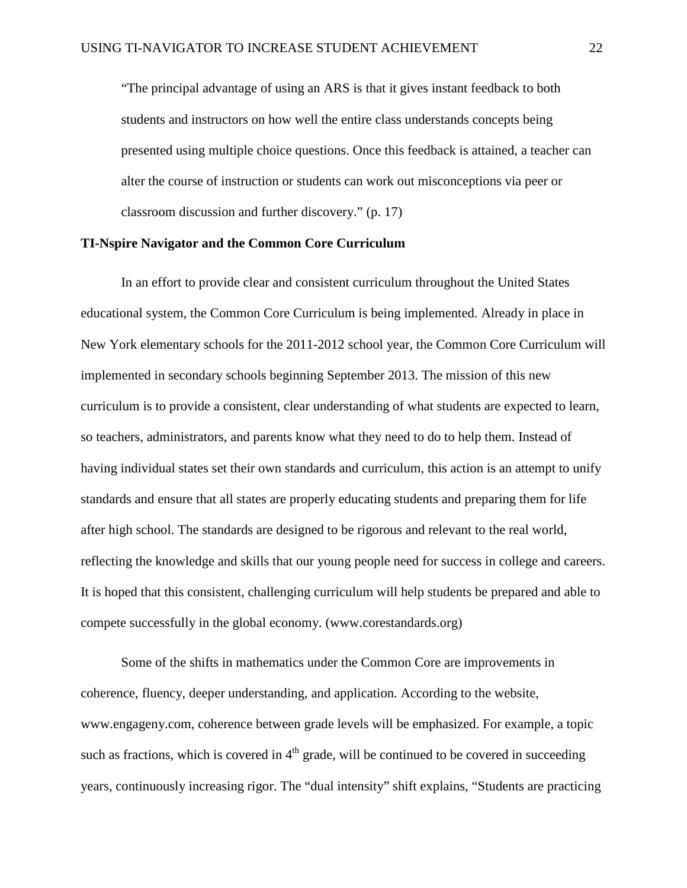> "The principal advantage of using an ARS is that it gives instant feedback to both students and instructors on how well the entire class understands concepts being presented using multiple choice questions. Once this feedback is attained, a teacher can alter the course of instruction or students can work out misconceptions via peer or classroom discussion and further discovery." (p. 17)

**TI-Nspire Navigator and the Common Core Curriculum**

In an effort to provide clear and consistent curriculum throughout the United States educational system, the Common Core Curriculum is being implemented. Already in place in New York elementary schools for the 2011-2012 school year, the Common Core Curriculum will implemented in secondary schools beginning September 2013. The mission of this new curriculum is to provide a consistent, clear understanding of what students are expected to learn, so teachers, administrators, and parents know what they need to do to help them. Instead of having individual states set their own standards and curriculum, this action is an attempt to unify standards and ensure that all states are properly educating students and preparing them for life after high school. The standards are designed to be rigorous and relevant to the real world, reflecting the knowledge and skills that our young people need for success in college and careers. It is hoped that this consistent, challenging curriculum will help students be prepared and able to compete successfully in the global economy. (www.corestandards.org)

Some of the shifts in mathematics under the Common Core are improvements in coherence, fluency, deeper understanding, and application. According to the website, www.engageny.com, coherence between grade levels will be emphasized. For example, a topic such as fractions, which is covered in 4th grade, will be continued to be covered in succeeding years, continuously increasing rigor. The "dual intensity" shift explains, "Students are practicing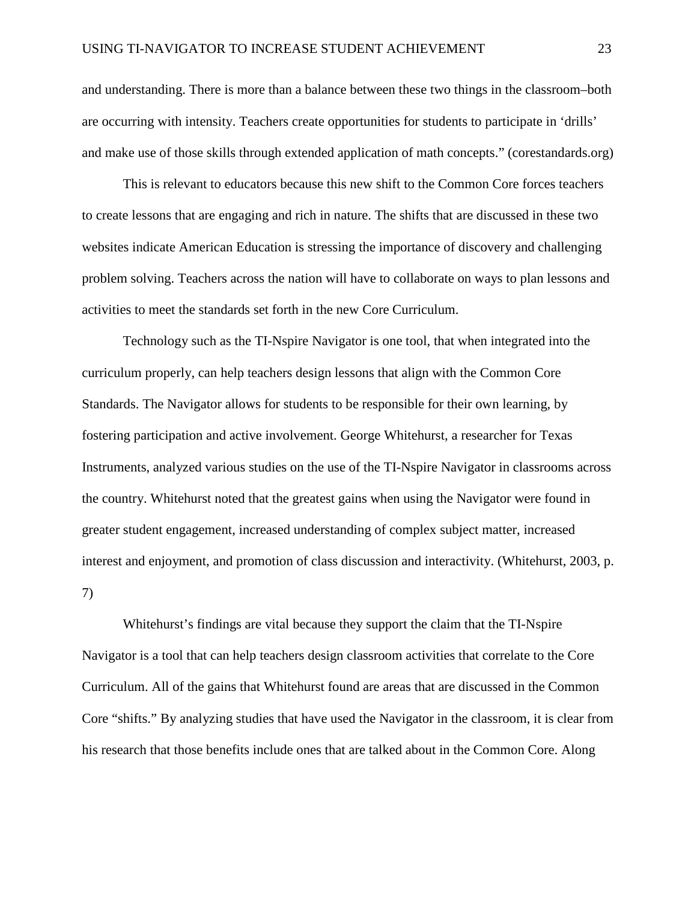and understanding. There is more than a balance between these two things in the classroom–both are occurring with intensity. Teachers create opportunities for students to participate in 'drills' and make use of those skills through extended application of math concepts." (corestandards.org)

This is relevant to educators because this new shift to the Common Core forces teachers to create lessons that are engaging and rich in nature. The shifts that are discussed in these two websites indicate American Education is stressing the importance of discovery and challenging problem solving. Teachers across the nation will have to collaborate on ways to plan lessons and activities to meet the standards set forth in the new Core Curriculum.

Technology such as the TI-Nspire Navigator is one tool, that when integrated into the curriculum properly, can help teachers design lessons that align with the Common Core Standards. The Navigator allows for students to be responsible for their own learning, by fostering participation and active involvement. George Whitehurst, a researcher for Texas Instruments, analyzed various studies on the use of the TI-Nspire Navigator in classrooms across the country. Whitehurst noted that the greatest gains when using the Navigator were found in greater student engagement, increased understanding of complex subject matter, increased interest and enjoyment, and promotion of class discussion and interactivity. (Whitehurst, 2003, p. 7)

Whitehurst's findings are vital because they support the claim that the TI-Nspire Navigator is a tool that can help teachers design classroom activities that correlate to the Core Curriculum. All of the gains that Whitehurst found are areas that are discussed in the Common Core "shifts." By analyzing studies that have used the Navigator in the classroom, it is clear from his research that those benefits include ones that are talked about in the Common Core. Along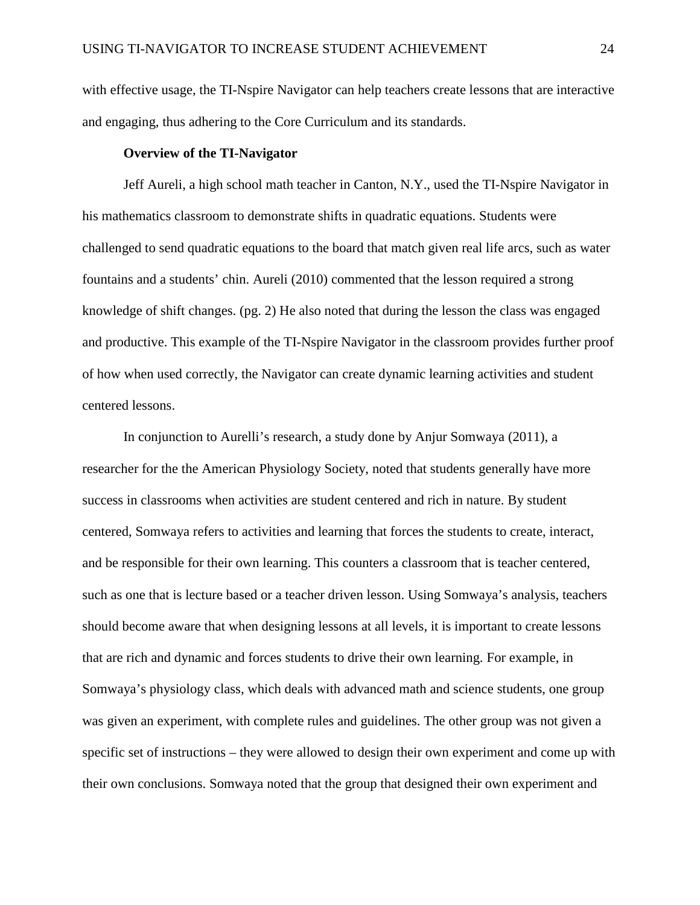with effective usage, the TI-Nspire Navigator can help teachers create lessons that are interactive and engaging, thus adhering to the Core Curriculum and its standards.

**Overview of the TI-Navigator**

Jeff Aureli, a high school math teacher in Canton, N.Y., used the TI-Nspire Navigator in his mathematics classroom to demonstrate shifts in quadratic equations. Students were challenged to send quadratic equations to the board that match given real life arcs, such as water fountains and a students' chin. Aureli (2010) commented that the lesson required a strong knowledge of shift changes. (pg. 2) He also noted that during the lesson the class was engaged and productive. This example of the TI-Nspire Navigator in the classroom provides further proof of how when used correctly, the Navigator can create dynamic learning activities and student centered lessons.

In conjunction to Aurelli's research, a study done by Anjur Somwaya (2011), a researcher for the the American Physiology Society, noted that students generally have more success in classrooms when activities are student centered and rich in nature. By student centered, Somwaya refers to activities and learning that forces the students to create, interact, and be responsible for their own learning. This counters a classroom that is teacher centered, such as one that is lecture based or a teacher driven lesson. Using Somwaya's analysis, teachers should become aware that when designing lessons at all levels, it is important to create lessons that are rich and dynamic and forces students to drive their own learning. For example, in Somwaya's physiology class, which deals with advanced math and science students, one group was given an experiment, with complete rules and guidelines. The other group was not given a specific set of instructions – they were allowed to design their own experiment and come up with their own conclusions. Somwaya noted that the group that designed their own experiment and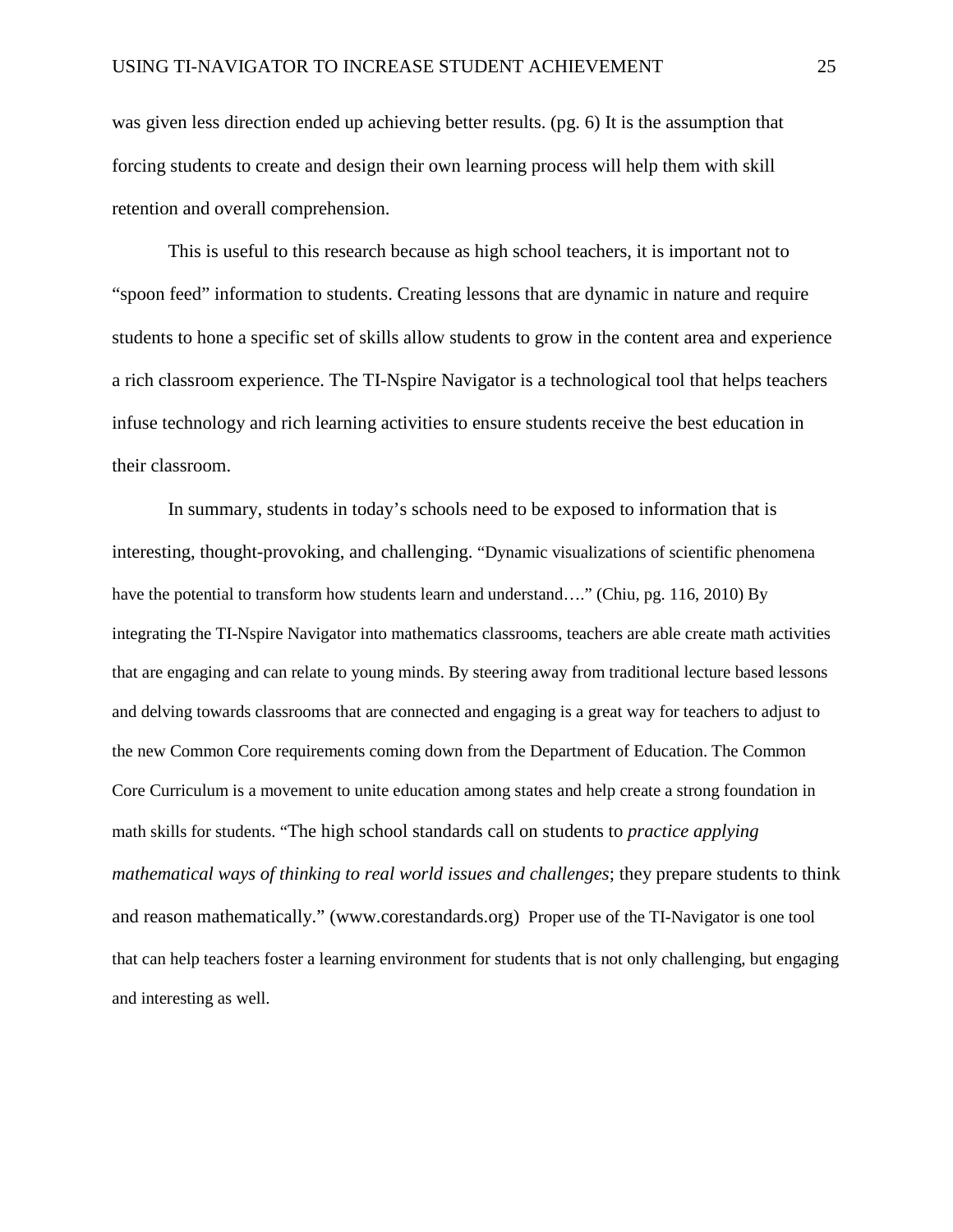was given less direction ended up achieving better results. (pg. 6) It is the assumption that forcing students to create and design their own learning process will help them with skill retention and overall comprehension.

This is useful to this research because as high school teachers, it is important not to "spoon feed" information to students. Creating lessons that are dynamic in nature and require students to hone a specific set of skills allow students to grow in the content area and experience a rich classroom experience. The TI-Nspire Navigator is a technological tool that helps teachers infuse technology and rich learning activities to ensure students receive the best education in their classroom.

In summary, students in today's schools need to be exposed to information that is interesting, thought-provoking, and challenging. "Dynamic visualizations of scientific phenomena have the potential to transform how students learn and understand…." (Chiu, pg. 116, 2010) By integrating the TI-Nspire Navigator into mathematics classrooms, teachers are able create math activities that are engaging and can relate to young minds. By steering away from traditional lecture based lessons and delving towards classrooms that are connected and engaging is a great way for teachers to adjust to the new Common Core requirements coming down from the Department of Education. The Common Core Curriculum is a movement to unite education among states and help create a strong foundation in math skills for students. "The high school standards call on students to *practice applying mathematical ways of thinking to real world issues and challenges*; they prepare students to think and reason mathematically." (www.corestandards.org) Proper use of the TI-Navigator is one tool that can help teachers foster a learning environment for students that is not only challenging, but engaging and interesting as well.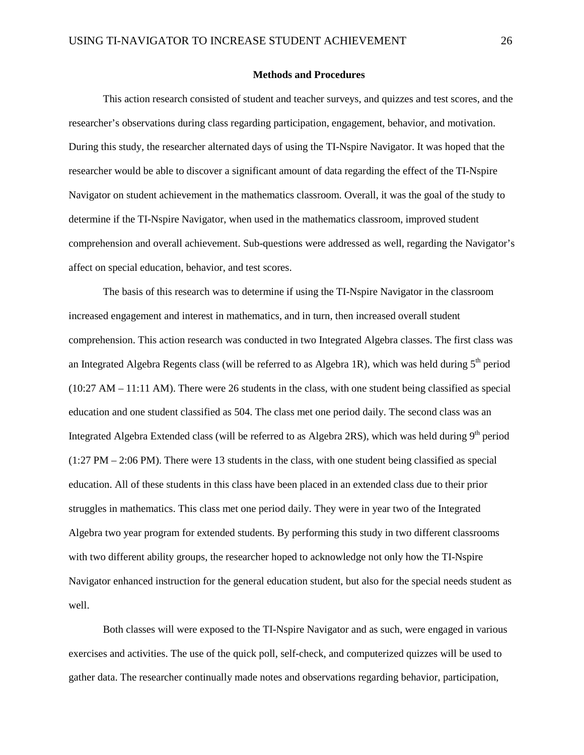**Methods and Procedures**

This action research consisted of student and teacher surveys, and quizzes and test scores, and the researcher's observations during class regarding participation, engagement, behavior, and motivation. During this study, the researcher alternated days of using the TI-Nspire Navigator. It was hoped that the researcher would be able to discover a significant amount of data regarding the effect of the TI-Nspire Navigator on student achievement in the mathematics classroom. Overall, it was the goal of the study to determine if the TI-Nspire Navigator, when used in the mathematics classroom, improved student comprehension and overall achievement. Sub-questions were addressed as well, regarding the Navigator's affect on special education, behavior, and test scores.

The basis of this research was to determine if using the TI-Nspire Navigator in the classroom increased engagement and interest in mathematics, and in turn, then increased overall student comprehension. This action research was conducted in two Integrated Algebra classes. The first class was an Integrated Algebra Regents class (will be referred to as Algebra 1R), which was held during 5th period (10:27 AM – 11:11 AM). There were 26 students in the class, with one student being classified as special education and one student classified as 504. The class met one period daily. The second class was an Integrated Algebra Extended class (will be referred to as Algebra 2RS), which was held during 9th period (1:27 PM – 2:06 PM). There were 13 students in the class, with one student being classified as special education. All of these students in this class have been placed in an extended class due to their prior struggles in mathematics. This class met one period daily. They were in year two of the Integrated Algebra two year program for extended students. By performing this study in two different classrooms with two different ability groups, the researcher hoped to acknowledge not only how the TI-Nspire Navigator enhanced instruction for the general education student, but also for the special needs student as well.

Both classes will were exposed to the TI-Nspire Navigator and as such, were engaged in various exercises and activities. The use of the quick poll, self-check, and computerized quizzes will be used to gather data. The researcher continually made notes and observations regarding behavior, participation,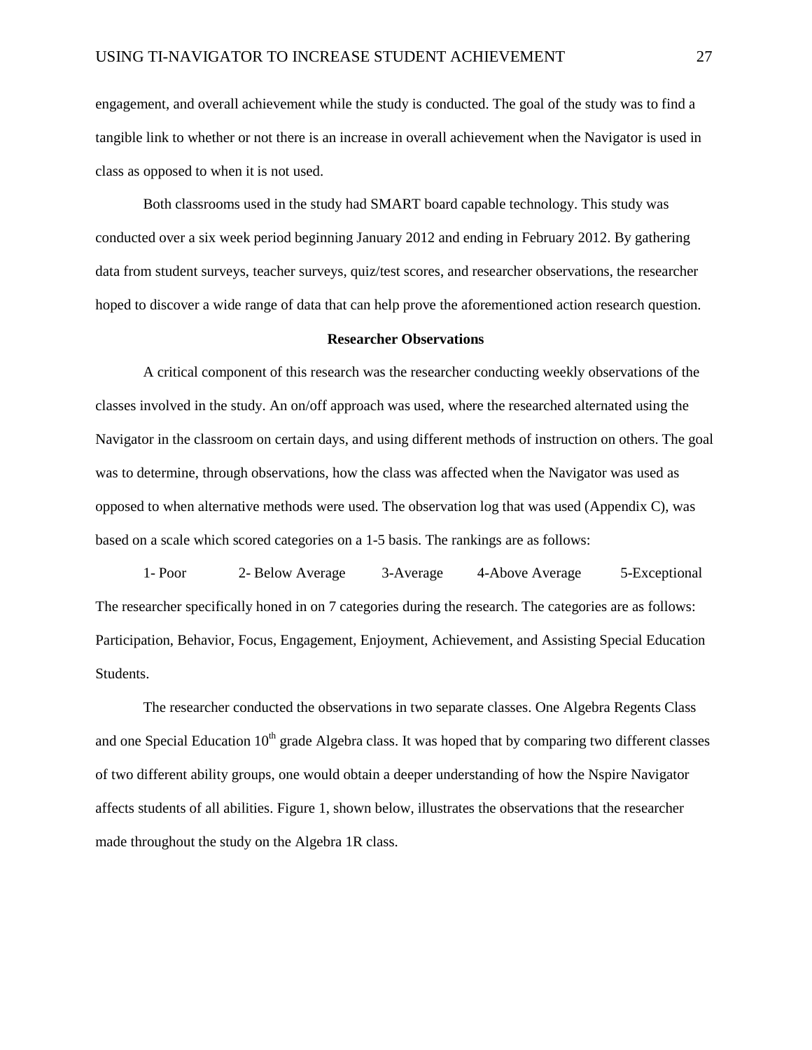engagement, and overall achievement while the study is conducted. The goal of the study was to find a tangible link to whether or not there is an increase in overall achievement when the Navigator is used in class as opposed to when it is not used.

Both classrooms used in the study had SMART board capable technology. This study was conducted over a six week period beginning January 2012 and ending in February 2012. By gathering data from student surveys, teacher surveys, quiz/test scores, and researcher observations, the researcher hoped to discover a wide range of data that can help prove the aforementioned action research question.

## Researcher Observations

A critical component of this research was the researcher conducting weekly observations of the classes involved in the study. An on/off approach was used, where the researched alternated using the Navigator in the classroom on certain days, and using different methods of instruction on others. The goal was to determine, through observations, how the class was affected when the Navigator was used as opposed to when alternative methods were used. The observation log that was used (Appendix C), was based on a scale which scored categories on a 1-5 basis. The rankings are as follows:

1- Poor 2- Below Average 3-Average 4-Above Average 5-Exceptional

The researcher specifically honed in on 7 categories during the research. The categories are as follows: Participation, Behavior, Focus, Engagement, Enjoyment, Achievement, and Assisting Special Education Students.

The researcher conducted the observations in two separate classes. One Algebra Regents Class and one Special Education 10th grade Algebra class. It was hoped that by comparing two different classes of two different ability groups, one would obtain a deeper understanding of how the Nspire Navigator affects students of all abilities. Figure 1, shown below, illustrates the observations that the researcher made throughout the study on the Algebra 1R class.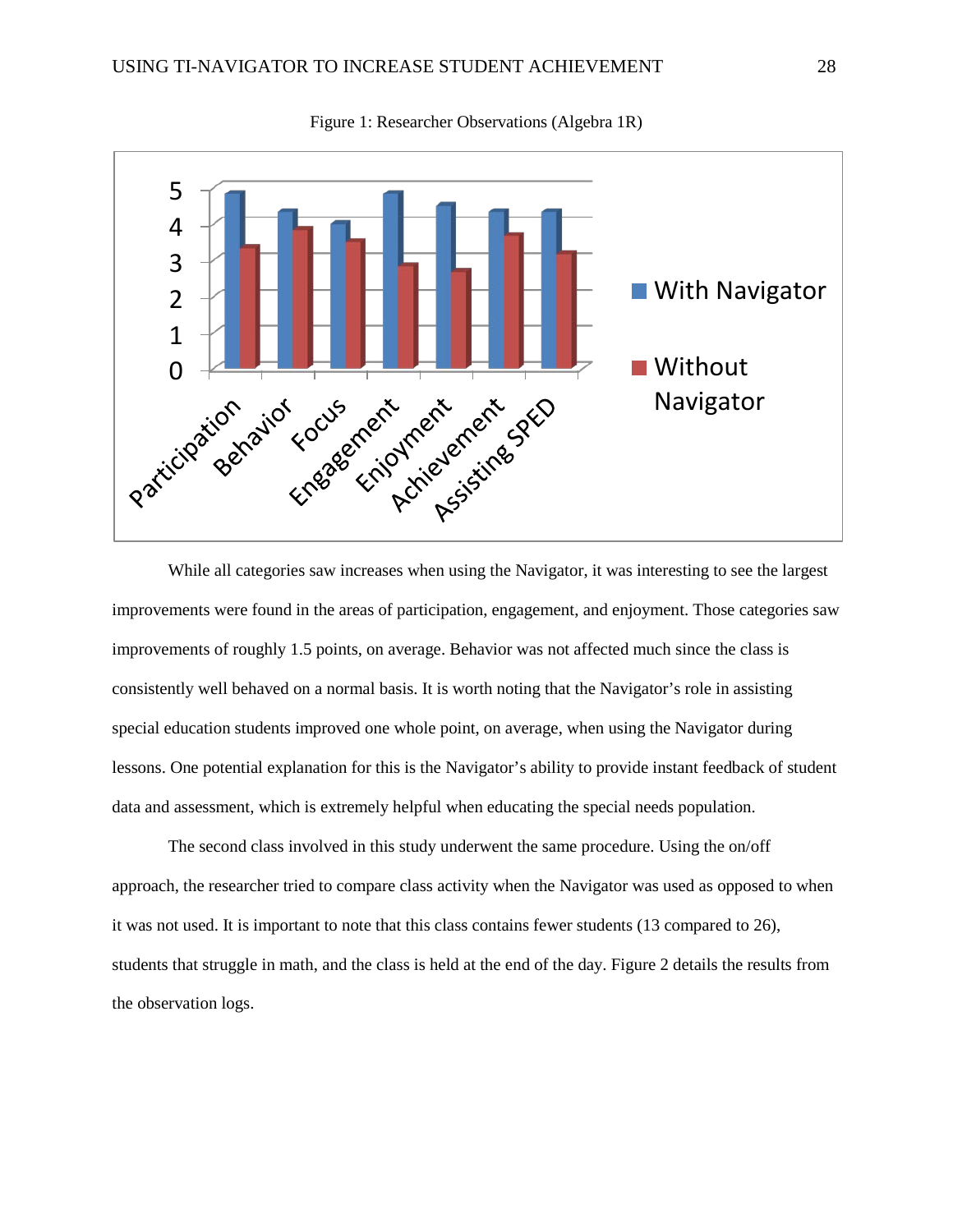Figure 1: Researcher Observations (Algebra 1R)

While all categories saw increases when using the Navigator, it was interesting to see the largest improvements were found in the areas of participation, engagement, and enjoyment. Those categories saw improvements of roughly 1.5 points, on average. Behavior was not affected much since the class is consistently well behaved on a normal basis. It is worth noting that the Navigator's role in assisting special education students improved one whole point, on average, when using the Navigator during lessons. One potential explanation for this is the Navigator's ability to provide instant feedback of student data and assessment, which is extremely helpful when educating the special needs population.

The second class involved in this study underwent the same procedure. Using the on/off approach, the researcher tried to compare class activity when the Navigator was used as opposed to when it was not used. It is important to note that this class contains fewer students (13 compared to 26), students that struggle in math, and the class is held at the end of the day. Figure 2 details the results from the observation logs.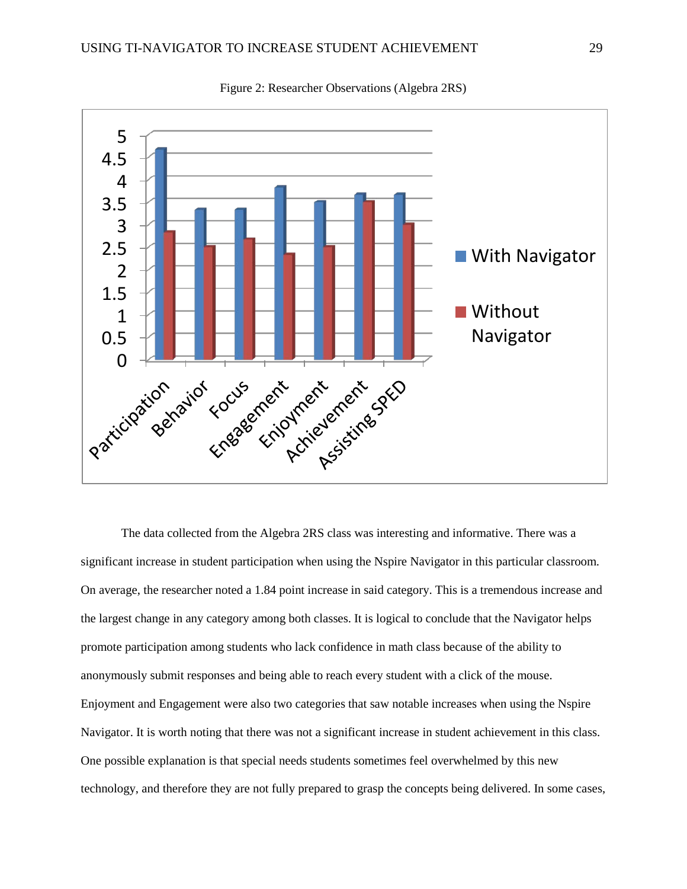Figure 2: Researcher Observations (Algebra 2RS)

The data collected from the Algebra 2RS class was interesting and informative. There was a significant increase in student participation when using the Nspire Navigator in this particular classroom. On average, the researcher noted a 1.84 point increase in said category. This is a tremendous increase and the largest change in any category among both classes. It is logical to conclude that the Navigator helps promote participation among students who lack confidence in math class because of the ability to anonymously submit responses and being able to reach every student with a click of the mouse. Enjoyment and Engagement were also two categories that saw notable increases when using the Nspire Navigator. It is worth noting that there was not a significant increase in student achievement in this class. One possible explanation is that special needs students sometimes feel overwhelmed by this new technology, and therefore they are not fully prepared to grasp the concepts being delivered. In some cases,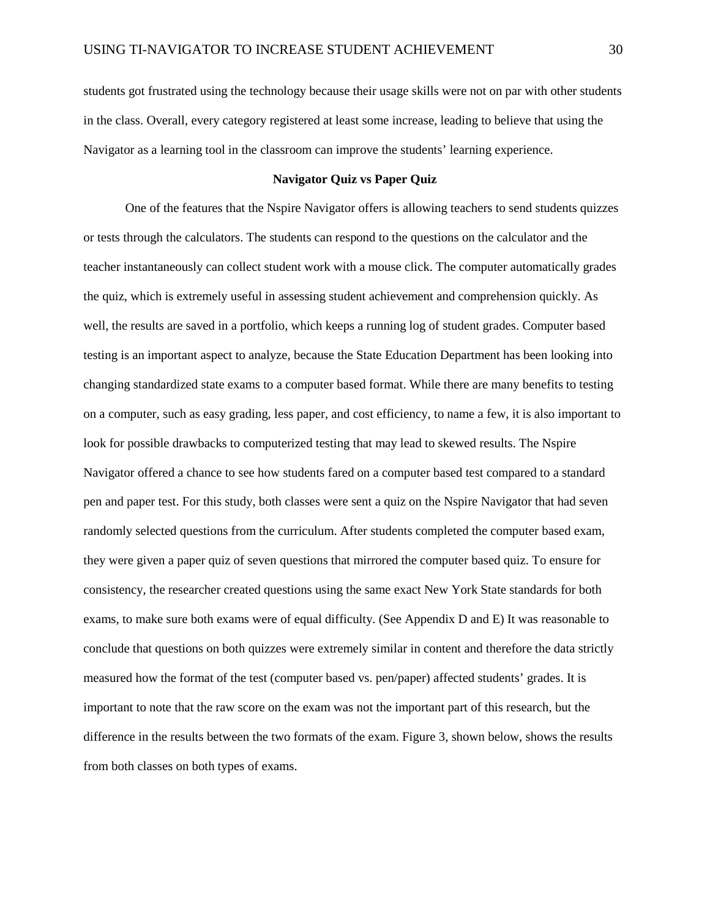students got frustrated using the technology because their usage skills were not on par with other students in the class. Overall, every category registered at least some increase, leading to believe that using the Navigator as a learning tool in the classroom can improve the students' learning experience.

**Navigator Quiz vs Paper Quiz**

One of the features that the Nspire Navigator offers is allowing teachers to send students quizzes or tests through the calculators. The students can respond to the questions on the calculator and the teacher instantaneously can collect student work with a mouse click. The computer automatically grades the quiz, which is extremely useful in assessing student achievement and comprehension quickly. As well, the results are saved in a portfolio, which keeps a running log of student grades. Computer based testing is an important aspect to analyze, because the State Education Department has been looking into changing standardized state exams to a computer based format. While there are many benefits to testing on a computer, such as easy grading, less paper, and cost efficiency, to name a few, it is also important to look for possible drawbacks to computerized testing that may lead to skewed results. The Nspire Navigator offered a chance to see how students fared on a computer based test compared to a standard pen and paper test. For this study, both classes were sent a quiz on the Nspire Navigator that had seven randomly selected questions from the curriculum. After students completed the computer based exam, they were given a paper quiz of seven questions that mirrored the computer based quiz. To ensure for consistency, the researcher created questions using the same exact New York State standards for both exams, to make sure both exams were of equal difficulty. (See Appendix D and E) It was reasonable to conclude that questions on both quizzes were extremely similar in content and therefore the data strictly measured how the format of the test (computer based vs. pen/paper) affected students' grades. It is important to note that the raw score on the exam was not the important part of this research, but the difference in the results between the two formats of the exam. Figure 3, shown below, shows the results from both classes on both types of exams.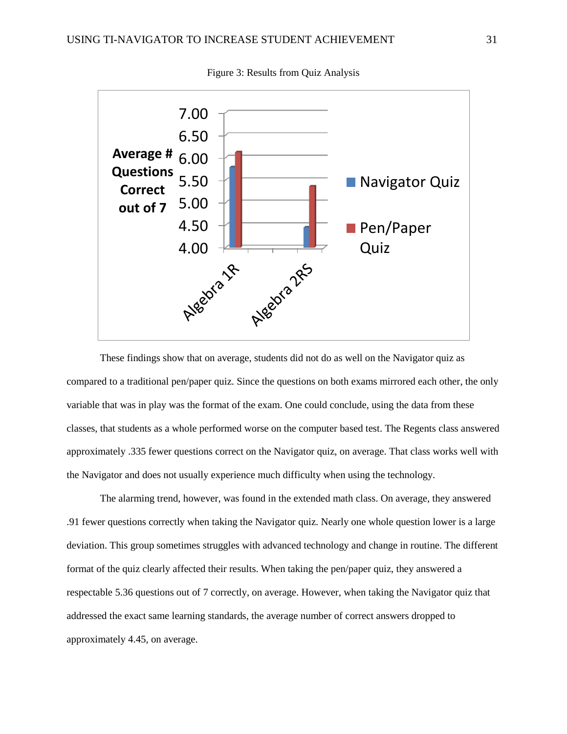Figure 3: Results from Quiz Analysis

These findings show that on average, students did not do as well on the Navigator quiz as compared to a traditional pen/paper quiz. Since the questions on both exams mirrored each other, the only variable that was in play was the format of the exam. One could conclude, using the data from these classes, that students as a whole performed worse on the computer based test. The Regents class answered approximately .335 fewer questions correct on the Navigator quiz, on average. That class works well with the Navigator and does not usually experience much difficulty when using the technology.

The alarming trend, however, was found in the extended math class. On average, they answered .91 fewer questions correctly when taking the Navigator quiz. Nearly one whole question lower is a large deviation. This group sometimes struggles with advanced technology and change in routine. The different format of the quiz clearly affected their results. When taking the pen/paper quiz, they answered a respectable 5.36 questions out of 7 correctly, on average. However, when taking the Navigator quiz that addressed the exact same learning standards, the average number of correct answers dropped to approximately 4.45, on average.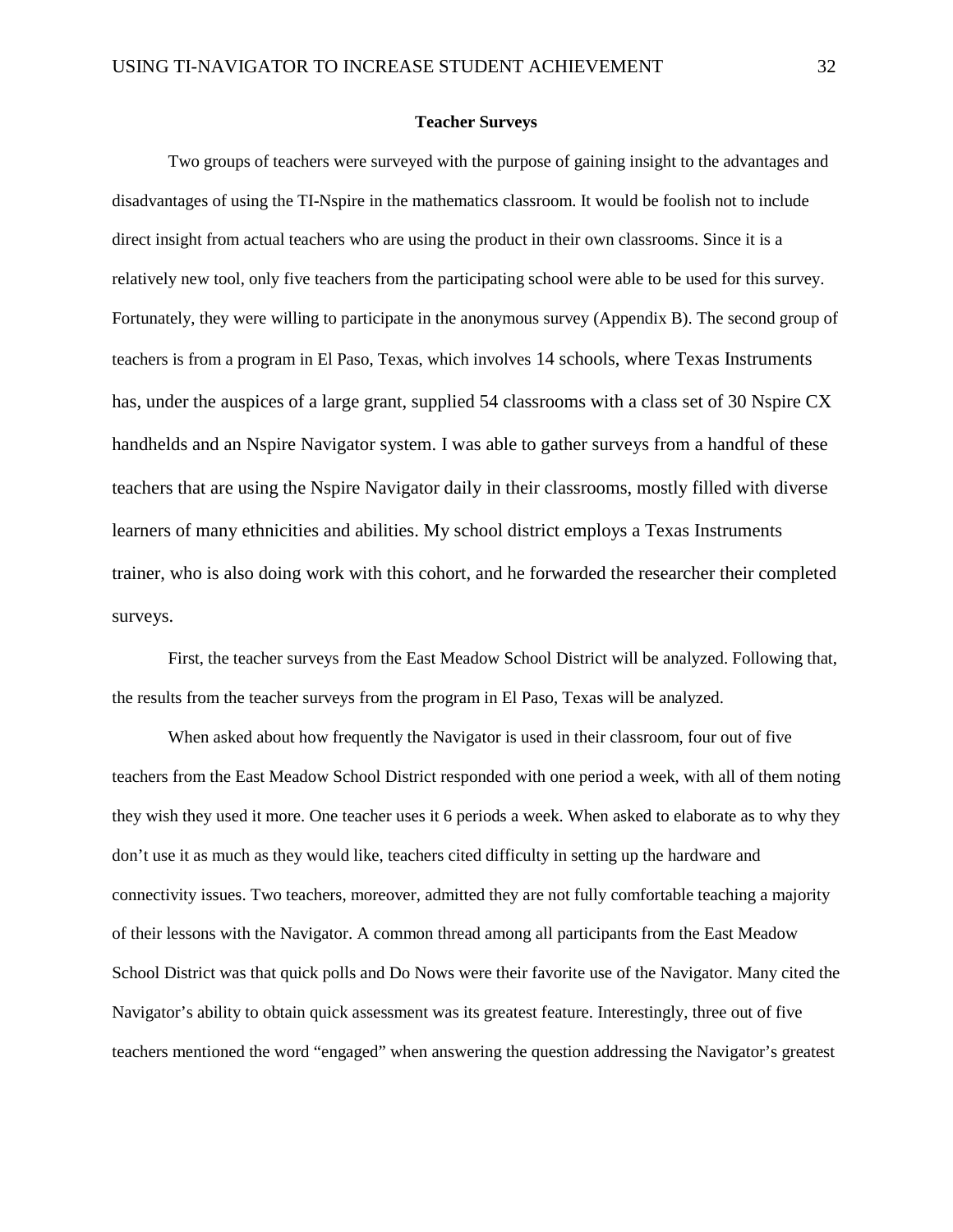**Teacher Surveys**

Two groups of teachers were surveyed with the purpose of gaining insight to the advantages and disadvantages of using the TI-Nspire in the mathematics classroom. It would be foolish not to include direct insight from actual teachers who are using the product in their own classrooms. Since it is a relatively new tool, only five teachers from the participating school were able to be used for this survey. Fortunately, they were willing to participate in the anonymous survey (Appendix B). The second group of teachers is from a program in El Paso, Texas, which involves 14 schools, where Texas Instruments has, under the auspices of a large grant, supplied 54 classrooms with a class set of 30 Nspire CX handhelds and an Nspire Navigator system. I was able to gather surveys from a handful of these teachers that are using the Nspire Navigator daily in their classrooms, mostly filled with diverse learners of many ethnicities and abilities. My school district employs a Texas Instruments trainer, who is also doing work with this cohort, and he forwarded the researcher their completed surveys.

First, the teacher surveys from the East Meadow School District will be analyzed. Following that, the results from the teacher surveys from the program in El Paso, Texas will be analyzed.

When asked about how frequently the Navigator is used in their classroom, four out of five teachers from the East Meadow School District responded with one period a week, with all of them noting they wish they used it more. One teacher uses it 6 periods a week. When asked to elaborate as to why they don't use it as much as they would like, teachers cited difficulty in setting up the hardware and connectivity issues. Two teachers, moreover, admitted they are not fully comfortable teaching a majority of their lessons with the Navigator. A common thread among all participants from the East Meadow School District was that quick polls and Do Nows were their favorite use of the Navigator. Many cited the Navigator's ability to obtain quick assessment was its greatest feature. Interestingly, three out of five teachers mentioned the word "engaged" when answering the question addressing the Navigator's greatest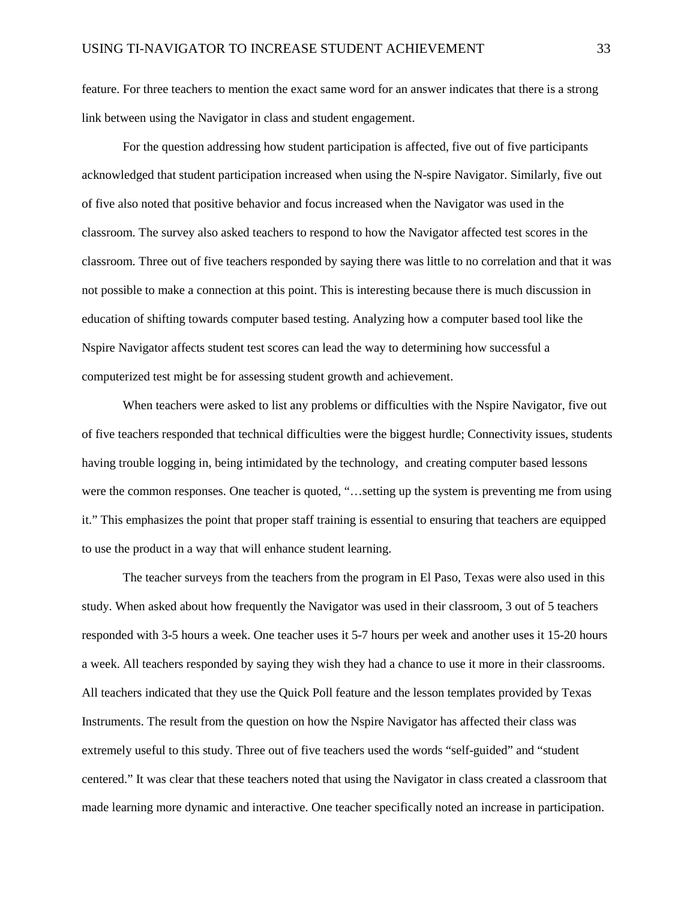feature. For three teachers to mention the exact same word for an answer indicates that there is a strong link between using the Navigator in class and student engagement.

For the question addressing how student participation is affected, five out of five participants acknowledged that student participation increased when using the N-spire Navigator. Similarly, five out of five also noted that positive behavior and focus increased when the Navigator was used in the classroom. The survey also asked teachers to respond to how the Navigator affected test scores in the classroom. Three out of five teachers responded by saying there was little to no correlation and that it was not possible to make a connection at this point. This is interesting because there is much discussion in education of shifting towards computer based testing. Analyzing how a computer based tool like the Nspire Navigator affects student test scores can lead the way to determining how successful a computerized test might be for assessing student growth and achievement.

When teachers were asked to list any problems or difficulties with the Nspire Navigator, five out of five teachers responded that technical difficulties were the biggest hurdle; Connectivity issues, students having trouble logging in, being intimidated by the technology, and creating computer based lessons were the common responses. One teacher is quoted, "…setting up the system is preventing me from using it." This emphasizes the point that proper staff training is essential to ensuring that teachers are equipped to use the product in a way that will enhance student learning.

The teacher surveys from the teachers from the program in El Paso, Texas were also used in this study. When asked about how frequently the Navigator was used in their classroom, 3 out of 5 teachers responded with 3-5 hours a week. One teacher uses it 5-7 hours per week and another uses it 15-20 hours a week. All teachers responded by saying they wish they had a chance to use it more in their classrooms. All teachers indicated that they use the Quick Poll feature and the lesson templates provided by Texas Instruments. The result from the question on how the Nspire Navigator has affected their class was extremely useful to this study. Three out of five teachers used the words "self-guided" and "student centered." It was clear that these teachers noted that using the Navigator in class created a classroom that made learning more dynamic and interactive. One teacher specifically noted an increase in participation.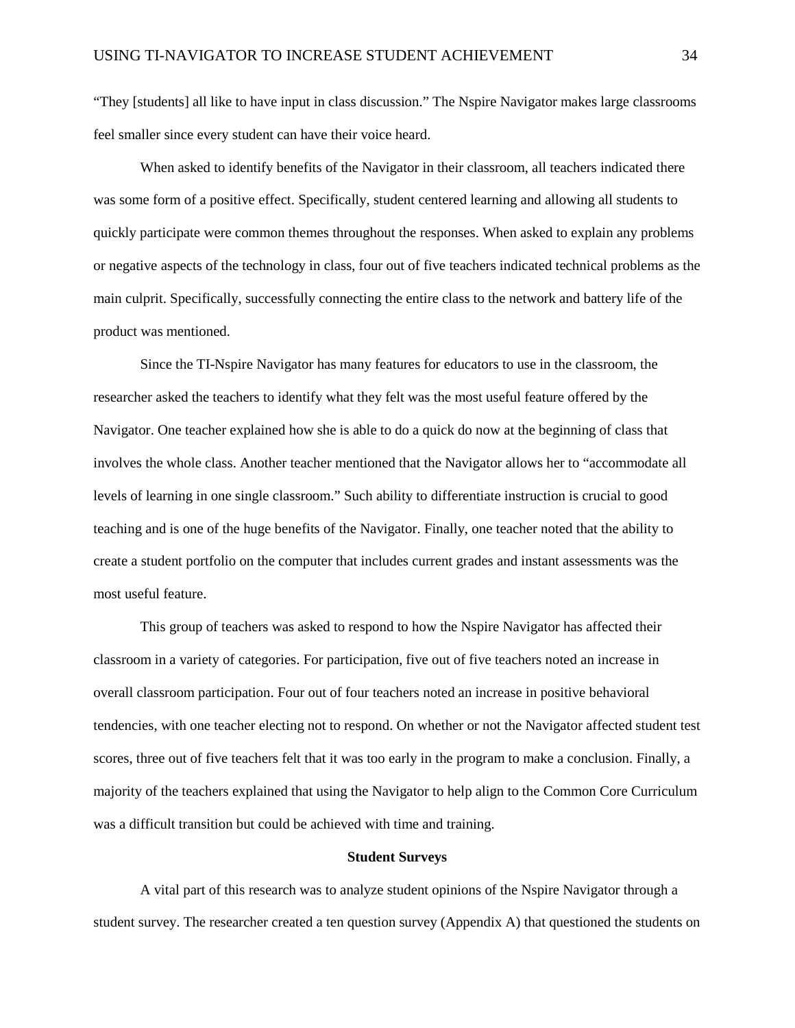"They [students] all like to have input in class discussion." The Nspire Navigator makes large classrooms feel smaller since every student can have their voice heard.

When asked to identify benefits of the Navigator in their classroom, all teachers indicated there was some form of a positive effect. Specifically, student centered learning and allowing all students to quickly participate were common themes throughout the responses. When asked to explain any problems or negative aspects of the technology in class, four out of five teachers indicated technical problems as the main culprit. Specifically, successfully connecting the entire class to the network and battery life of the product was mentioned.

Since the TI-Nspire Navigator has many features for educators to use in the classroom, the researcher asked the teachers to identify what they felt was the most useful feature offered by the Navigator. One teacher explained how she is able to do a quick do now at the beginning of class that involves the whole class. Another teacher mentioned that the Navigator allows her to "accommodate all levels of learning in one single classroom." Such ability to differentiate instruction is crucial to good teaching and is one of the huge benefits of the Navigator. Finally, one teacher noted that the ability to create a student portfolio on the computer that includes current grades and instant assessments was the most useful feature.

This group of teachers was asked to respond to how the Nspire Navigator has affected their classroom in a variety of categories. For participation, five out of five teachers noted an increase in overall classroom participation. Four out of four teachers noted an increase in positive behavioral tendencies, with one teacher electing not to respond. On whether or not the Navigator affected student test scores, three out of five teachers felt that it was too early in the program to make a conclusion. Finally, a majority of the teachers explained that using the Navigator to help align to the Common Core Curriculum was a difficult transition but could be achieved with time and training.

## Student Surveys

A vital part of this research was to analyze student opinions of the Nspire Navigator through a student survey. The researcher created a ten question survey (Appendix A) that questioned the students on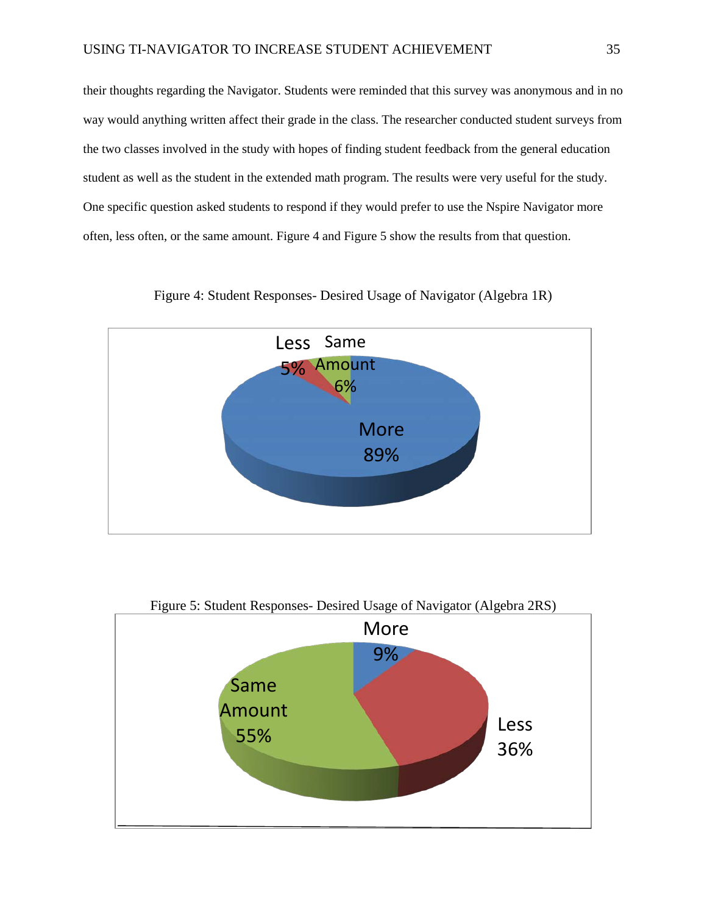their thoughts regarding the Navigator. Students were reminded that this survey was anonymous and in no way would anything written affect their grade in the class. The researcher conducted student surveys from the two classes involved in the study with hopes of finding student feedback from the general education student as well as the student in the extended math program. The results were very useful for the study. One specific question asked students to respond if they would prefer to use the Nspire Navigator more often, less often, or the same amount. Figure 4 and Figure 5 show the results from that question.

Figure 4: Student Responses- Desired Usage of Navigator (Algebra 1R)

Less 5%

Same Amount 6%

More 89%

Figure 5: Student Responses- Desired Usage of Navigator (Algebra 2RS)

More 9%

Same Amount 55%

Less 36%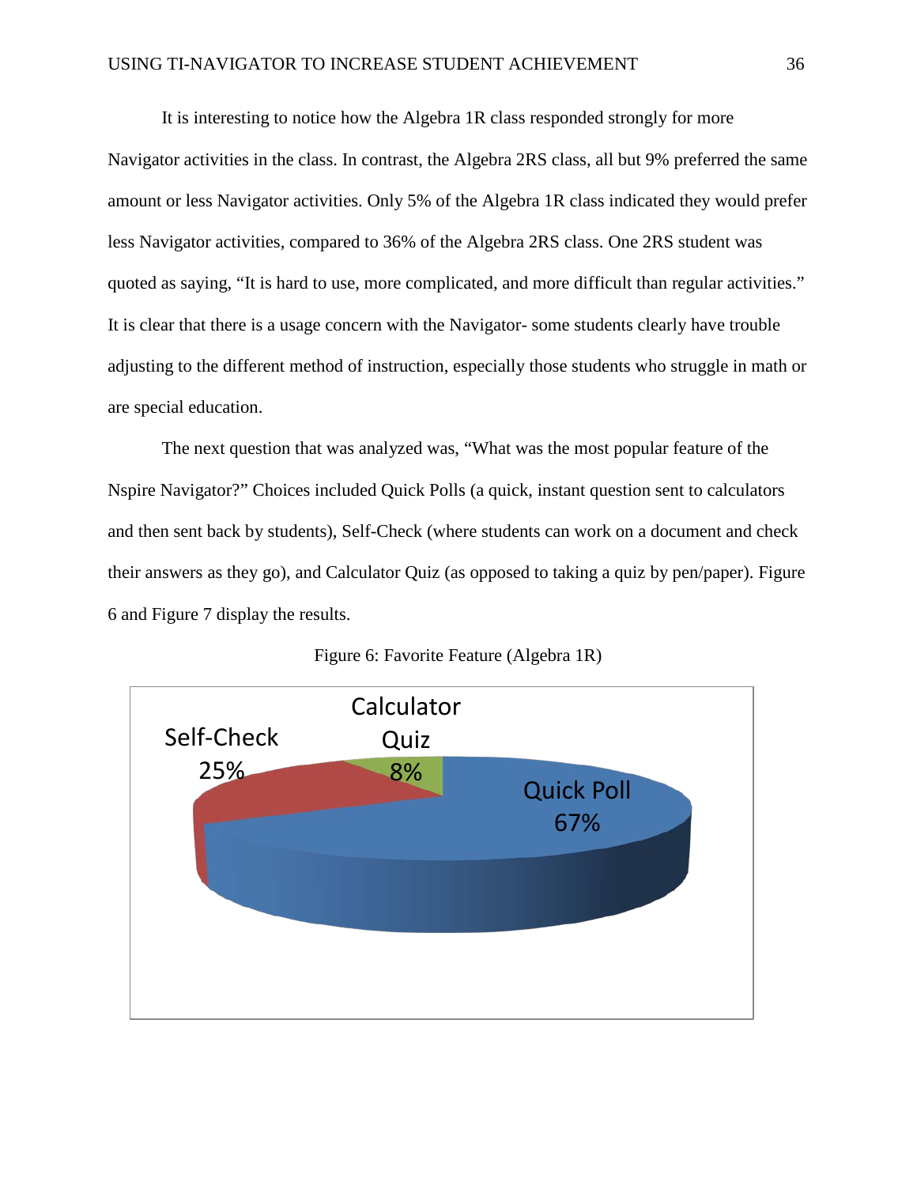It is interesting to notice how the Algebra 1R class responded strongly for more Navigator activities in the class. In contrast, the Algebra 2RS class, all but 9% preferred the same amount or less Navigator activities. Only 5% of the Algebra 1R class indicated they would prefer less Navigator activities, compared to 36% of the Algebra 2RS class. One 2RS student was quoted as saying, "It is hard to use, more complicated, and more difficult than regular activities." It is clear that there is a usage concern with the Navigator- some students clearly have trouble adjusting to the different method of instruction, especially those students who struggle in math or are special education.

The next question that was analyzed was, "What was the most popular feature of the Nspire Navigator?" Choices included Quick Polls (a quick, instant question sent to calculators and then sent back by students), Self-Check (where students can work on a document and check their answers as they go), and Calculator Quiz (as opposed to taking a quiz by pen/paper). Figure 6 and Figure 7 display the results.

Figure 6: Favorite Feature (Algebra 1R)

| Feature | Percentage |
|---|---|
| Quick Poll | 67% |
| Self-Check | 25% |
| Calculator Quiz | 8% |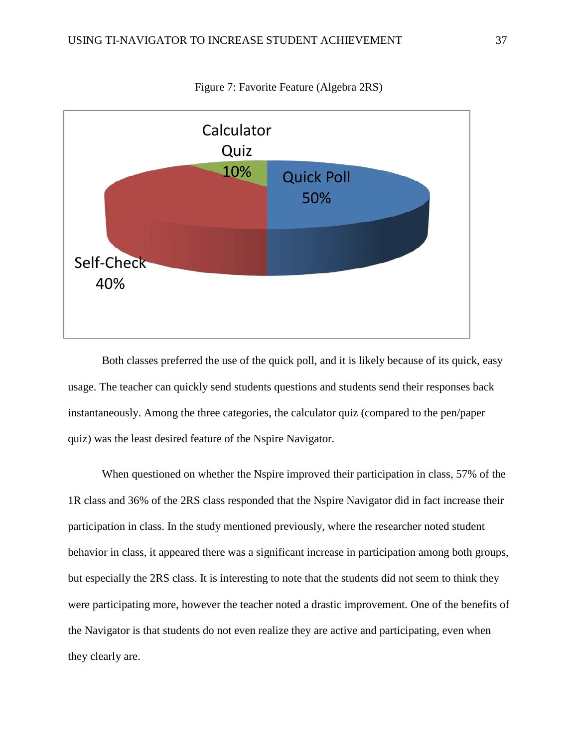Figure 7: Favorite Feature (Algebra 2RS)

Calculator Quiz 10%

Quick Poll 50%

Self-Check 40%

Both classes preferred the use of the quick poll, and it is likely because of its quick, easy usage. The teacher can quickly send students questions and students send their responses back instantaneously. Among the three categories, the calculator quiz (compared to the pen/paper quiz) was the least desired feature of the Nspire Navigator.

When questioned on whether the Nspire improved their participation in class, 57% of the 1R class and 36% of the 2RS class responded that the Nspire Navigator did in fact increase their participation in class. In the study mentioned previously, where the researcher noted student behavior in class, it appeared there was a significant increase in participation among both groups, but especially the 2RS class. It is interesting to note that the students did not seem to think they were participating more, however the teacher noted a drastic improvement. One of the benefits of the Navigator is that students do not even realize they are active and participating, even when they clearly are.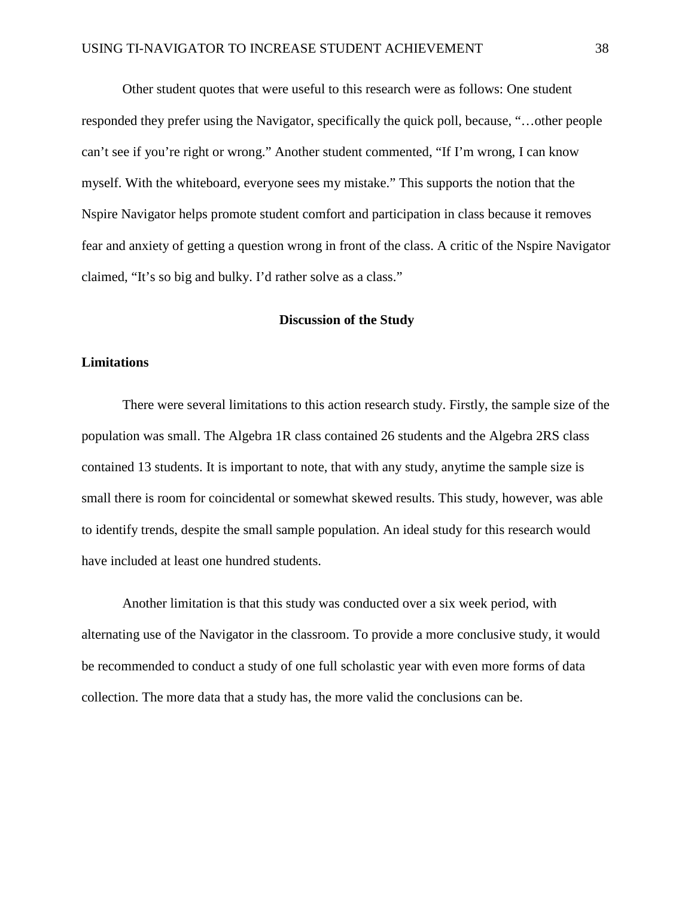Other student quotes that were useful to this research were as follows: One student responded they prefer using the Navigator, specifically the quick poll, because, "…other people can't see if you're right or wrong." Another student commented, "If I'm wrong, I can know myself. With the whiteboard, everyone sees my mistake." This supports the notion that the Nspire Navigator helps promote student comfort and participation in class because it removes fear and anxiety of getting a question wrong in front of the class. A critic of the Nspire Navigator claimed, "It's so big and bulky. I'd rather solve as a class."

## Discussion of the Study

### Limitations

There were several limitations to this action research study. Firstly, the sample size of the population was small. The Algebra 1R class contained 26 students and the Algebra 2RS class contained 13 students. It is important to note, that with any study, anytime the sample size is small there is room for coincidental or somewhat skewed results. This study, however, was able to identify trends, despite the small sample population. An ideal study for this research would have included at least one hundred students.

Another limitation is that this study was conducted over a six week period, with alternating use of the Navigator in the classroom. To provide a more conclusive study, it would be recommended to conduct a study of one full scholastic year with even more forms of data collection. The more data that a study has, the more valid the conclusions can be.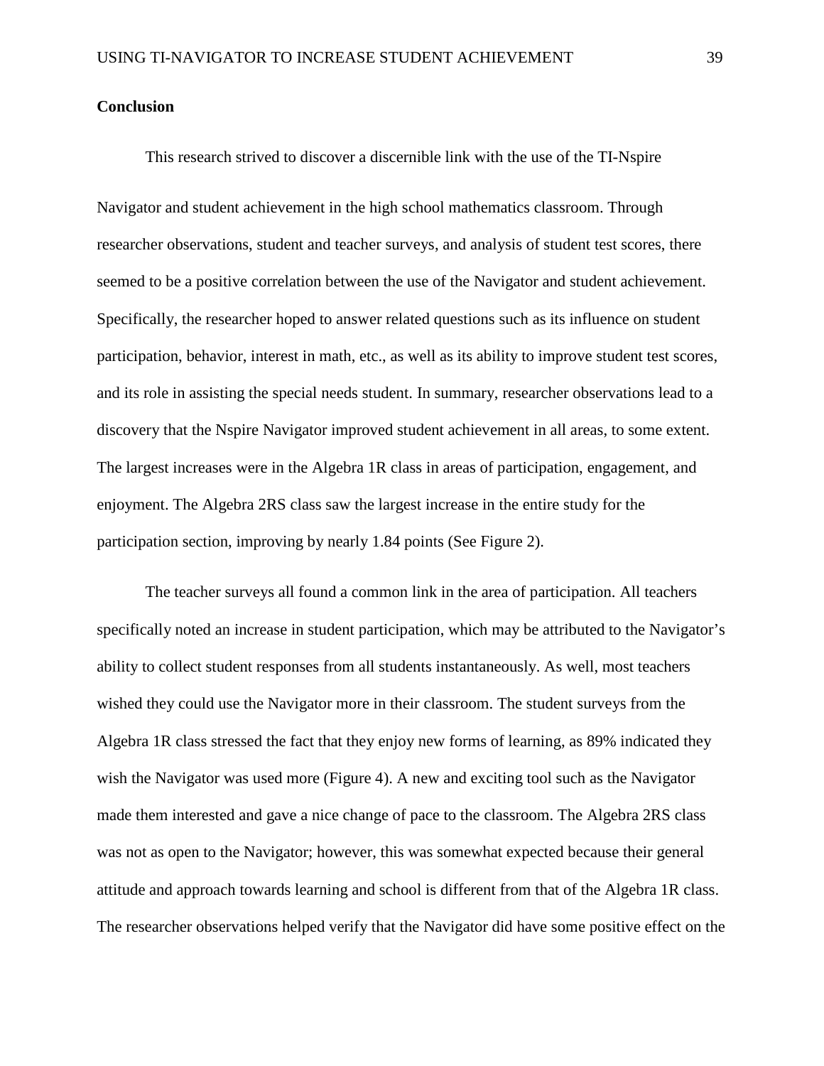## Conclusion

This research strived to discover a discernible link with the use of the TI-Nspire Navigator and student achievement in the high school mathematics classroom. Through researcher observations, student and teacher surveys, and analysis of student test scores, there seemed to be a positive correlation between the use of the Navigator and student achievement. Specifically, the researcher hoped to answer related questions such as its influence on student participation, behavior, interest in math, etc., as well as its ability to improve student test scores, and its role in assisting the special needs student. In summary, researcher observations lead to a discovery that the Nspire Navigator improved student achievement in all areas, to some extent. The largest increases were in the Algebra 1R class in areas of participation, engagement, and enjoyment. The Algebra 2RS class saw the largest increase in the entire study for the participation section, improving by nearly 1.84 points (See Figure 2).

The teacher surveys all found a common link in the area of participation. All teachers specifically noted an increase in student participation, which may be attributed to the Navigator's ability to collect student responses from all students instantaneously. As well, most teachers wished they could use the Navigator more in their classroom. The student surveys from the Algebra 1R class stressed the fact that they enjoy new forms of learning, as 89% indicated they wish the Navigator was used more (Figure 4). A new and exciting tool such as the Navigator made them interested and gave a nice change of pace to the classroom. The Algebra 2RS class was not as open to the Navigator; however, this was somewhat expected because their general attitude and approach towards learning and school is different from that of the Algebra 1R class. The researcher observations helped verify that the Navigator did have some positive effect on the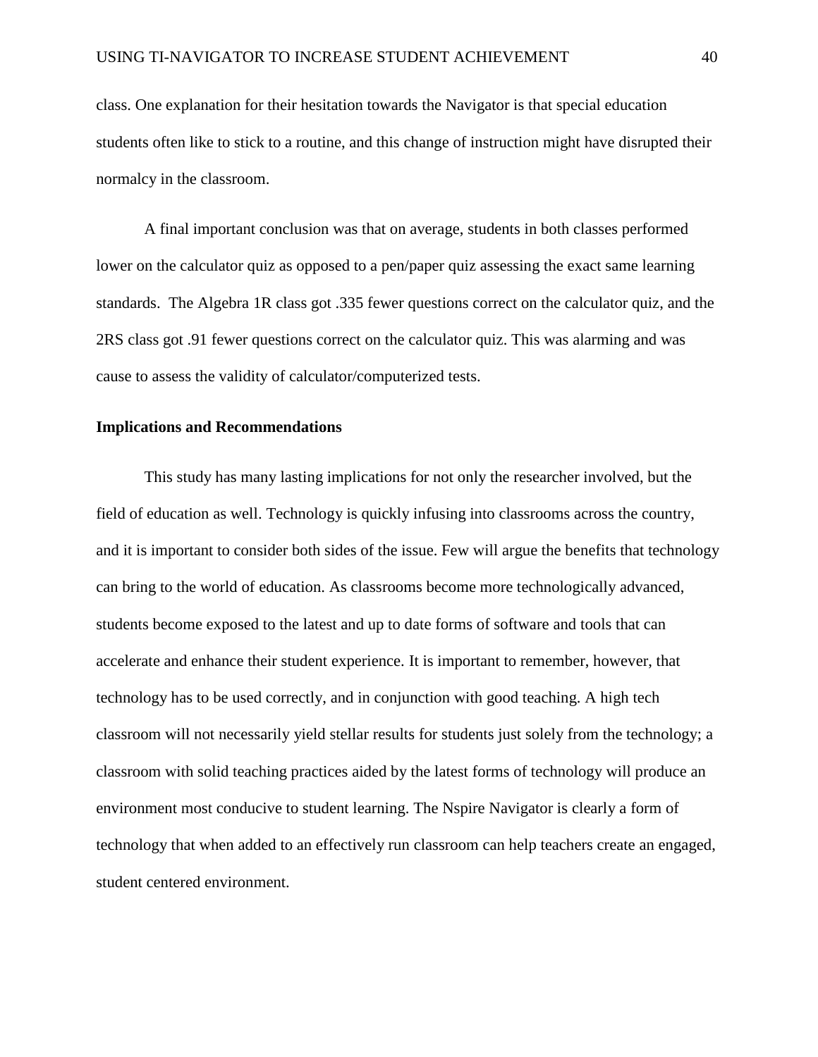class. One explanation for their hesitation towards the Navigator is that special education students often like to stick to a routine, and this change of instruction might have disrupted their normalcy in the classroom.

A final important conclusion was that on average, students in both classes performed lower on the calculator quiz as opposed to a pen/paper quiz assessing the exact same learning standards. The Algebra 1R class got .335 fewer questions correct on the calculator quiz, and the 2RS class got .91 fewer questions correct on the calculator quiz. This was alarming and was cause to assess the validity of calculator/computerized tests.

**Implications and Recommendations**

This study has many lasting implications for not only the researcher involved, but the field of education as well. Technology is quickly infusing into classrooms across the country, and it is important to consider both sides of the issue. Few will argue the benefits that technology can bring to the world of education. As classrooms become more technologically advanced, students become exposed to the latest and up to date forms of software and tools that can accelerate and enhance their student experience. It is important to remember, however, that technology has to be used correctly, and in conjunction with good teaching. A high tech classroom will not necessarily yield stellar results for students just solely from the technology; a classroom with solid teaching practices aided by the latest forms of technology will produce an environment most conducive to student learning. The Nspire Navigator is clearly a form of technology that when added to an effectively run classroom can help teachers create an engaged, student centered environment.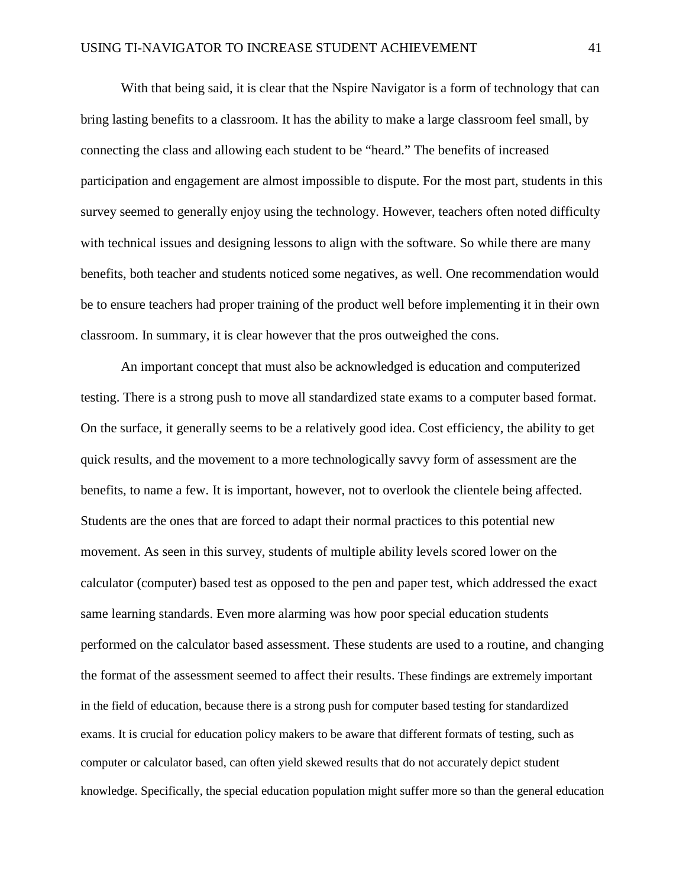With that being said, it is clear that the Nspire Navigator is a form of technology that can bring lasting benefits to a classroom. It has the ability to make a large classroom feel small, by connecting the class and allowing each student to be "heard." The benefits of increased participation and engagement are almost impossible to dispute. For the most part, students in this survey seemed to generally enjoy using the technology. However, teachers often noted difficulty with technical issues and designing lessons to align with the software. So while there are many benefits, both teacher and students noticed some negatives, as well. One recommendation would be to ensure teachers had proper training of the product well before implementing it in their own classroom. In summary, it is clear however that the pros outweighed the cons.

An important concept that must also be acknowledged is education and computerized testing. There is a strong push to move all standardized state exams to a computer based format. On the surface, it generally seems to be a relatively good idea. Cost efficiency, the ability to get quick results, and the movement to a more technologically savvy form of assessment are the benefits, to name a few. It is important, however, not to overlook the clientele being affected. Students are the ones that are forced to adapt their normal practices to this potential new movement. As seen in this survey, students of multiple ability levels scored lower on the calculator (computer) based test as opposed to the pen and paper test, which addressed the exact same learning standards. Even more alarming was how poor special education students performed on the calculator based assessment. These students are used to a routine, and changing the format of the assessment seemed to affect their results. These findings are extremely important in the field of education, because there is a strong push for computer based testing for standardized exams. It is crucial for education policy makers to be aware that different formats of testing, such as computer or calculator based, can often yield skewed results that do not accurately depict student knowledge. Specifically, the special education population might suffer more so than the general education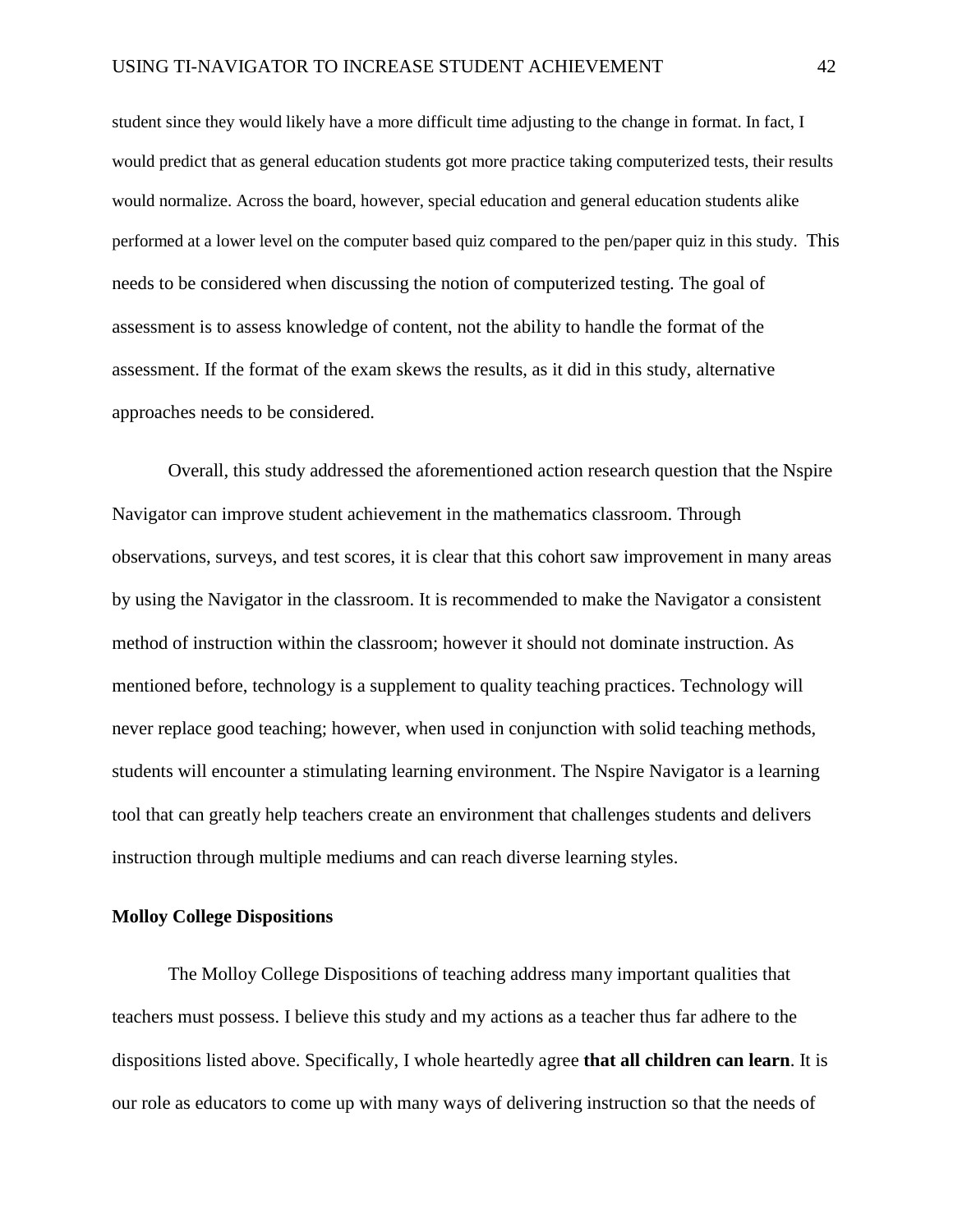student since they would likely have a more difficult time adjusting to the change in format. In fact, I would predict that as general education students got more practice taking computerized tests, their results would normalize. Across the board, however, special education and general education students alike performed at a lower level on the computer based quiz compared to the pen/paper quiz in this study. This needs to be considered when discussing the notion of computerized testing. The goal of assessment is to assess knowledge of content, not the ability to handle the format of the assessment. If the format of the exam skews the results, as it did in this study, alternative approaches needs to be considered.

Overall, this study addressed the aforementioned action research question that the Nspire Navigator can improve student achievement in the mathematics classroom. Through observations, surveys, and test scores, it is clear that this cohort saw improvement in many areas by using the Navigator in the classroom. It is recommended to make the Navigator a consistent method of instruction within the classroom; however it should not dominate instruction. As mentioned before, technology is a supplement to quality teaching practices. Technology will never replace good teaching; however, when used in conjunction with solid teaching methods, students will encounter a stimulating learning environment. The Nspire Navigator is a learning tool that can greatly help teachers create an environment that challenges students and delivers instruction through multiple mediums and can reach diverse learning styles.

**Molloy College Dispositions**

The Molloy College Dispositions of teaching address many important qualities that teachers must possess. I believe this study and my actions as a teacher thus far adhere to the dispositions listed above. Specifically, I whole heartedly agree **that all children can learn**. It is our role as educators to come up with many ways of delivering instruction so that the needs of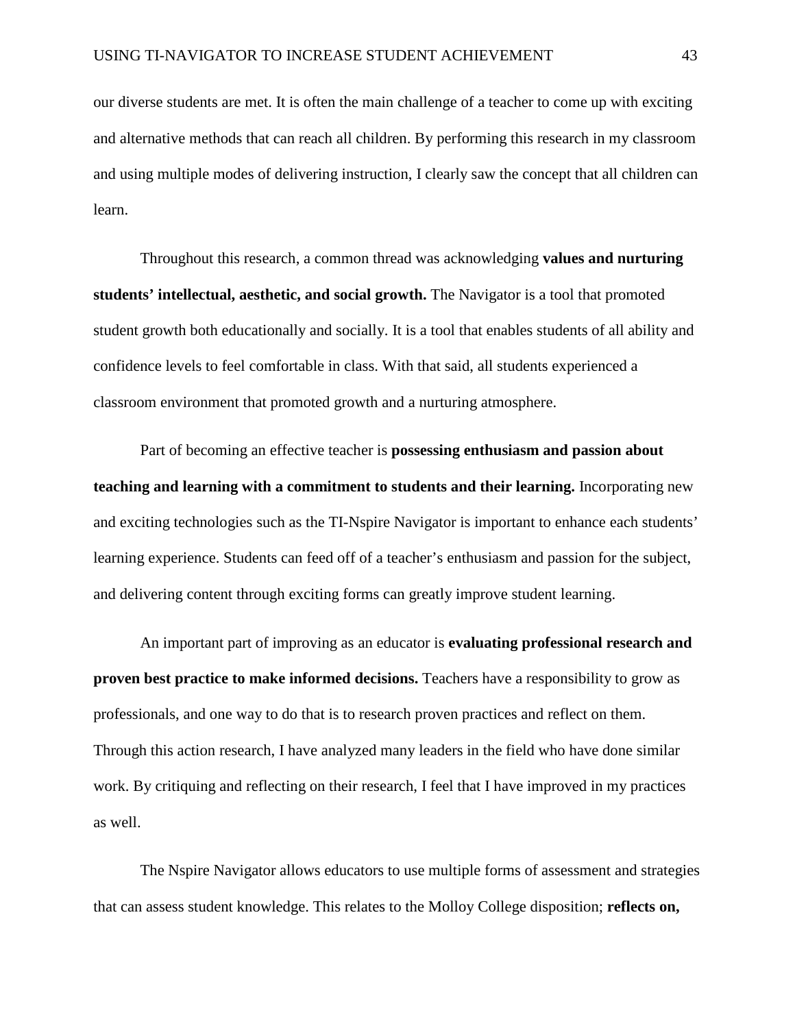our diverse students are met. It is often the main challenge of a teacher to come up with exciting and alternative methods that can reach all children. By performing this research in my classroom and using multiple modes of delivering instruction, I clearly saw the concept that all children can learn.

Throughout this research, a common thread was acknowledging **values and nurturing students' intellectual, aesthetic, and social growth.** The Navigator is a tool that promoted student growth both educationally and socially. It is a tool that enables students of all ability and confidence levels to feel comfortable in class. With that said, all students experienced a classroom environment that promoted growth and a nurturing atmosphere.

Part of becoming an effective teacher is **possessing enthusiasm and passion about teaching and learning with a commitment to students and their learning.** Incorporating new and exciting technologies such as the TI-Nspire Navigator is important to enhance each students' learning experience. Students can feed off of a teacher's enthusiasm and passion for the subject, and delivering content through exciting forms can greatly improve student learning.

An important part of improving as an educator is **evaluating professional research and proven best practice to make informed decisions.** Teachers have a responsibility to grow as professionals, and one way to do that is to research proven practices and reflect on them. Through this action research, I have analyzed many leaders in the field who have done similar work. By critiquing and reflecting on their research, I feel that I have improved in my practices as well.

The Nspire Navigator allows educators to use multiple forms of assessment and strategies that can assess student knowledge. This relates to the Molloy College disposition; **reflects on,**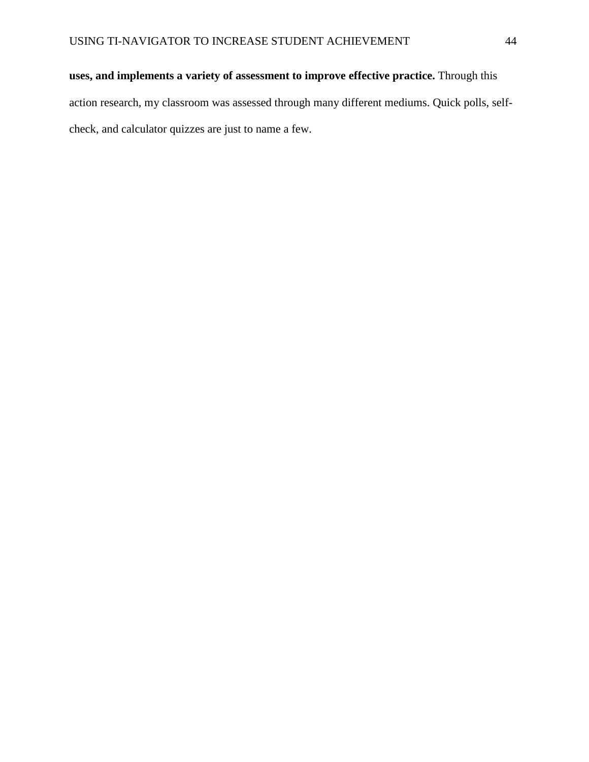**uses, and implements a variety of assessment to improve effective practice.** Through this action research, my classroom was assessed through many different mediums. Quick polls, self-check, and calculator quizzes are just to name a few.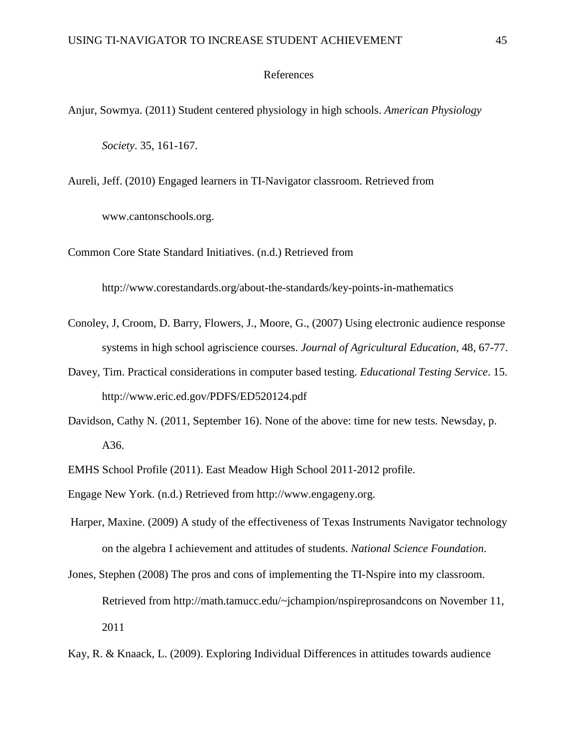# References

Anjur, Sowmya. (2011) Student centered physiology in high schools. *American Physiology Society*. 35, 161-167.

Aureli, Jeff. (2010) Engaged learners in TI-Navigator classroom. Retrieved from www.cantonschools.org.

Common Core State Standard Initiatives. (n.d.) Retrieved from http://www.corestandards.org/about-the-standards/key-points-in-mathematics

Conoley, J, Croom, D. Barry, Flowers, J., Moore, G., (2007) Using electronic audience response systems in high school agriscience courses. *Journal of Agricultural Education,* 48, 67-77.

Davey, Tim. Practical considerations in computer based testing. *Educational Testing Service*. 15. http://www.eric.ed.gov/PDFS/ED520124.pdf

Davidson, Cathy N. (2011, September 16). None of the above: time for new tests. Newsday, p. A36.

EMHS School Profile (2011). East Meadow High School 2011-2012 profile.

Engage New York. (n.d.) Retrieved from http://www.engageny.org.

Harper, Maxine. (2009) A study of the effectiveness of Texas Instruments Navigator technology on the algebra I achievement and attitudes of students. *National Science Foundation*.

Jones, Stephen (2008) The pros and cons of implementing the TI-Nspire into my classroom. Retrieved from http://math.tamucc.edu/~jchampion/nspireprosandcons on November 11, 2011

Kay, R. & Knaack, L. (2009). Exploring Individual Differences in attitudes towards audience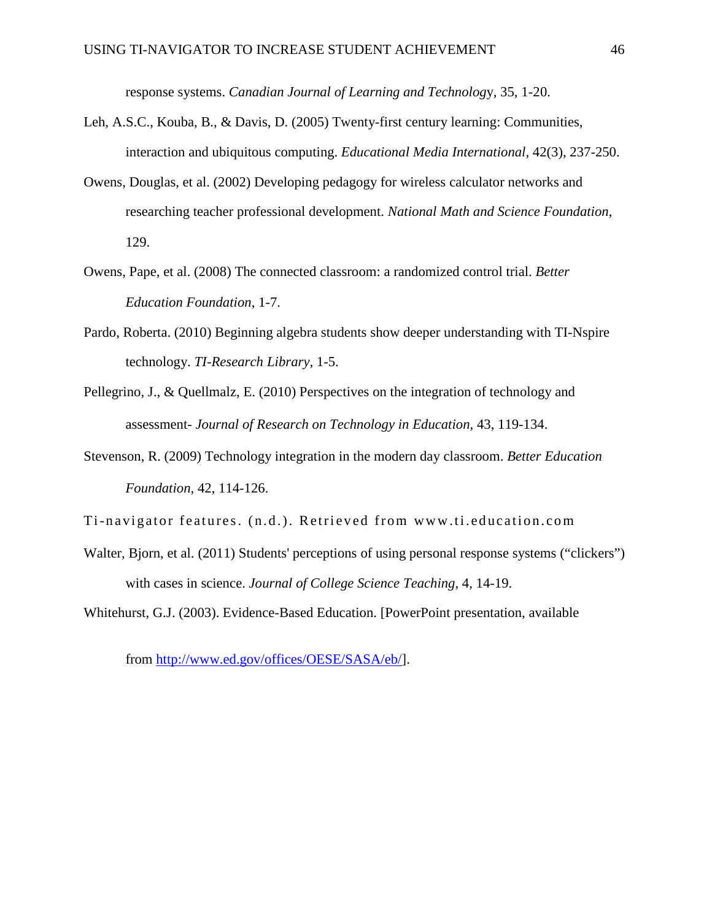response systems. *Canadian Journal of Learning and Technology*, 35, 1-20.

Leh, A.S.C., Kouba, B., & Davis, D. (2005) Twenty-first century learning: Communities, interaction and ubiquitous computing. *Educational Media International*, 42(3), 237-250.

Owens, Douglas, et al. (2002) Developing pedagogy for wireless calculator networks and researching teacher professional development. *National Math and Science Foundation*, 129.

Owens, Pape, et al. (2008) The connected classroom: a randomized control trial. *Better Education Foundation*, 1-7.

Pardo, Roberta. (2010) Beginning algebra students show deeper understanding with TI-Nspire technology. *TI-Research Library*, 1-5.

Pellegrino, J., & Quellmalz, E. (2010) Perspectives on the integration of technology and assessment- *Journal of Research on Technology in Education*, 43, 119-134.

Stevenson, R. (2009) Technology integration in the modern day classroom. *Better Education Foundation*, 42, 114-126.

Ti-navigator features. (n.d.). Retrieved from www.ti.education.com

Walter, Bjorn, et al. (2011) Students' perceptions of using personal response systems ("clickers") with cases in science. *Journal of College Science Teaching*, 4, 14-19.

Whitehurst, G.J. (2003). Evidence-Based Education. [PowerPoint presentation, available from http://www.ed.gov/offices/OESE/SASA/eb/].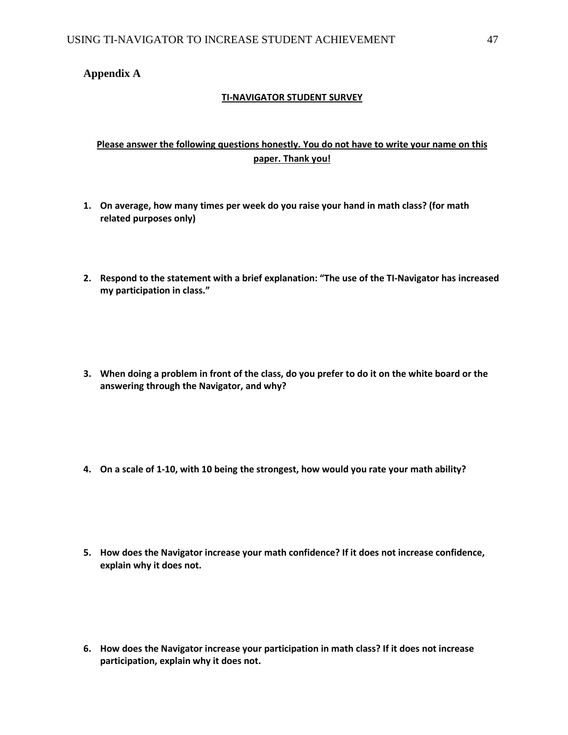## Appendix A

**TI-NAVIGATOR STUDENT SURVEY**

**Please answer the following questions honestly. You do not have to write your name on this paper. Thank you!**

1. **On average, how many times per week do you raise your hand in math class? (for math related purposes only)**

2. **Respond to the statement with a brief explanation: "The use of the TI-Navigator has increased my participation in class."**

3. **When doing a problem in front of the class, do you prefer to do it on the white board or the answering through the Navigator, and why?**

4. **On a scale of 1-10, with 10 being the strongest, how would you rate your math ability?**

5. **How does the Navigator increase your math confidence? If it does not increase confidence, explain why it does not.**

6. **How does the Navigator increase your participation in math class? If it does not increase participation, explain why it does not.**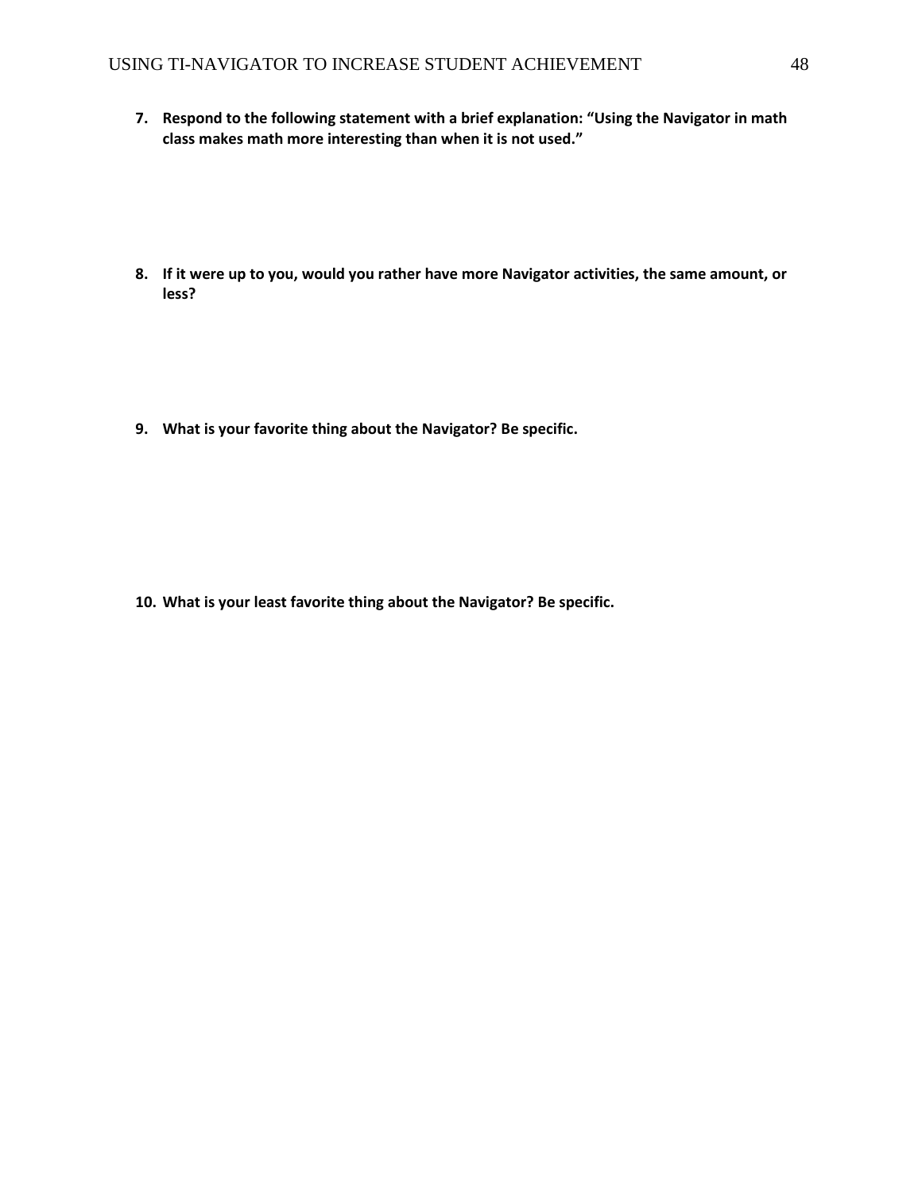**7. Respond to the following statement with a brief explanation: "Using the Navigator in math class makes math more interesting than when it is not used."**

**8. If it were up to you, would you rather have more Navigator activities, the same amount, or less?**

**9. What is your favorite thing about the Navigator? Be specific.**

**10. What is your least favorite thing about the Navigator? Be specific.**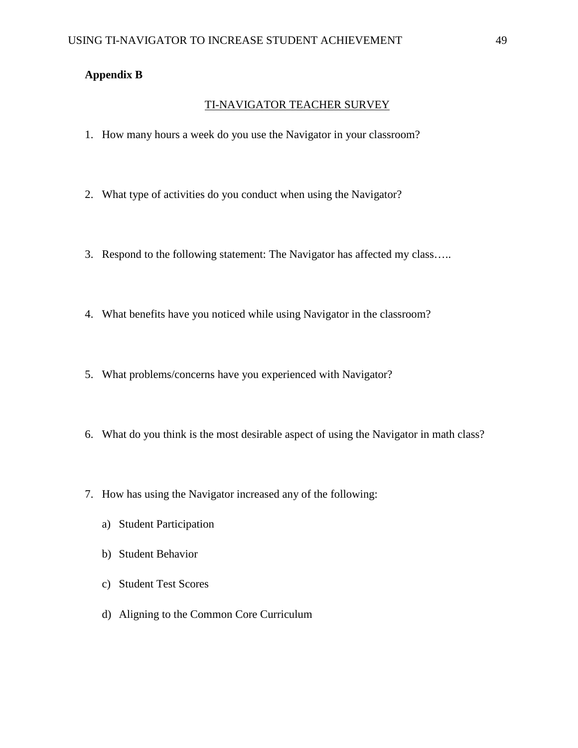**Appendix B**

TI-NAVIGATOR TEACHER SURVEY

1. How many hours a week do you use the Navigator in your classroom?

2. What type of activities do you conduct when using the Navigator?

3. Respond to the following statement: The Navigator has affected my class…..

4. What benefits have you noticed while using Navigator in the classroom?

5. What problems/concerns have you experienced with Navigator?

6. What do you think is the most desirable aspect of using the Navigator in math class?

7. How has using the Navigator increased any of the following:

    a) Student Participation

    b) Student Behavior

    c) Student Test Scores

    d) Aligning to the Common Core Curriculum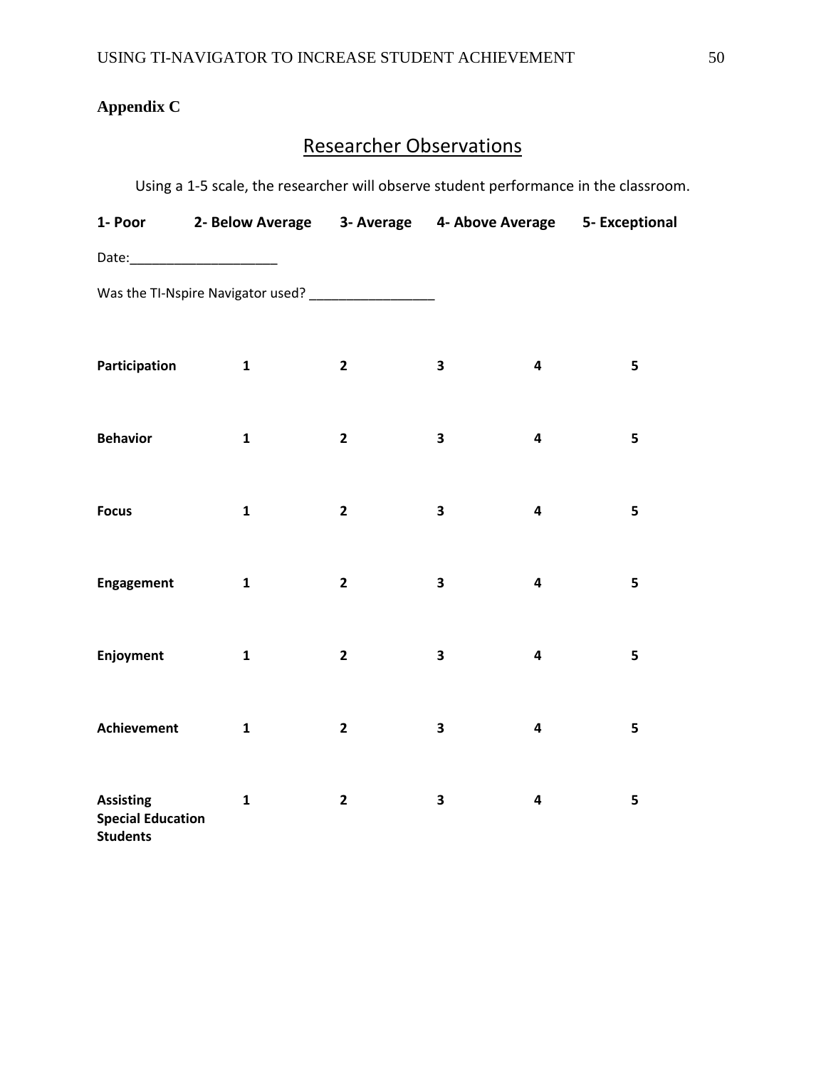**Appendix C**

## Researcher Observations

Using a 1-5 scale, the researcher will observe student performance in the classroom.

**1- Poor** **2- Below Average** **3- Average** **4- Above Average** **5- Exceptional**

Date:____________________

Was the TI-Nspire Navigator used? _________________

| | | | | | |
|---|---|---|---|---|---|
| **Participation** | **1** | **2** | **3** | **4** | **5** |
| **Behavior** | **1** | **2** | **3** | **4** | **5** |
| **Focus** | **1** | **2** | **3** | **4** | **5** |
| **Engagement** | **1** | **2** | **3** | **4** | **5** |
| **Enjoyment** | **1** | **2** | **3** | **4** | **5** |
| **Achievement** | **1** | **2** | **3** | **4** | **5** |
| **Assisting Special Education Students** | **1** | **2** | **3** | **4** | **5** |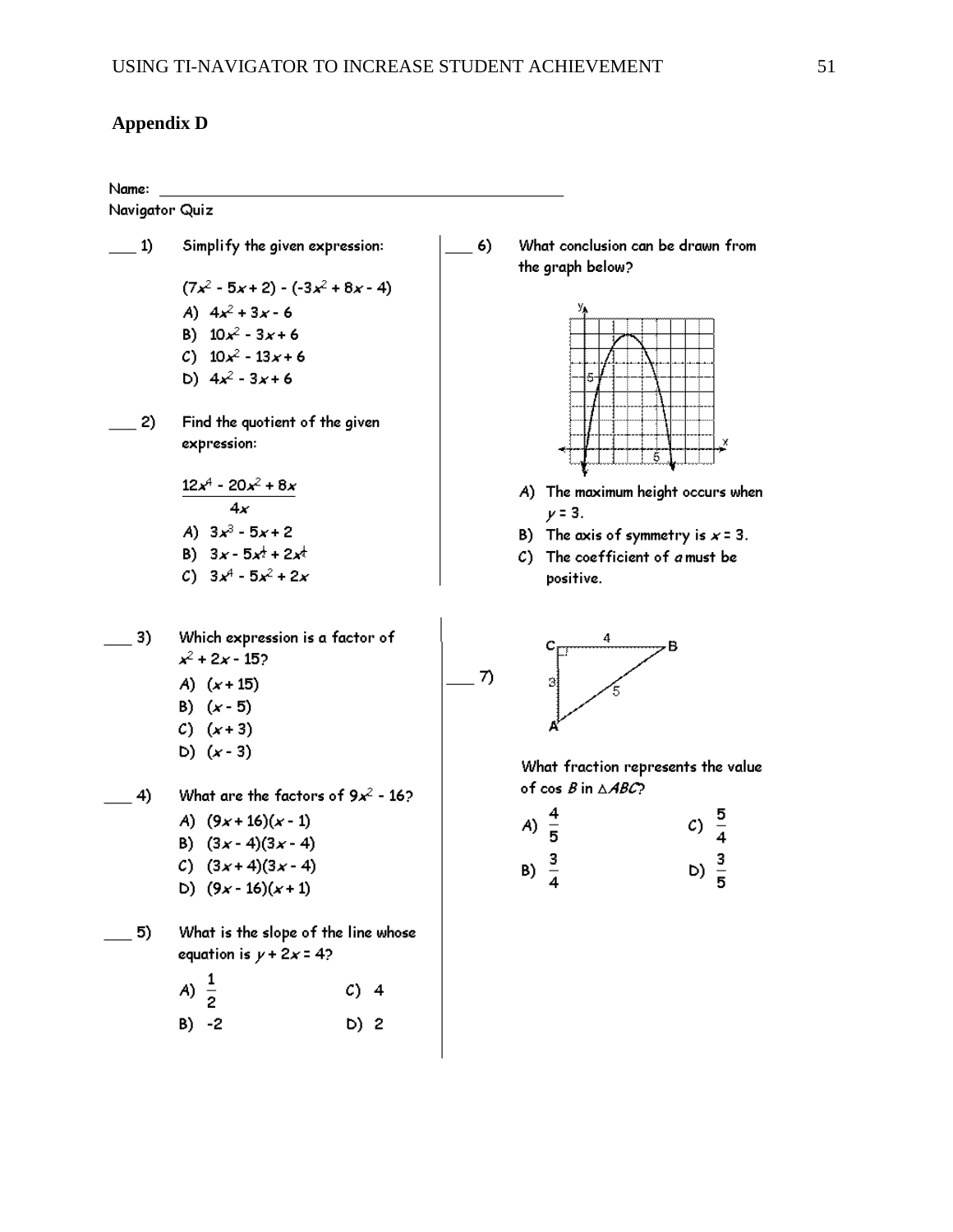## Appendix D

Name: ___________________________________________

Navigator Quiz

___ 1) Simplify the given expression:

$(7x^2 - 5x + 2) - (-3x^2 + 8x - 4)$

A) $4x^2 + 3x - 6$
B) $10x^2 - 3x + 6$
C) $10x^2 - 13x + 6$
D) $4x^2 - 3x + 6$

___ 2) Find the quotient of the given expression:

$$\frac{12x^4 - 20x^2 + 8x}{4x}$$

A) $3x^3 - 5x + 2$
B) $3x - 5x^{\frac{1}{2}} + 2x^{\frac{1}{4}}$
C) $3x^4 - 5x^2 + 2x$

___ 3) Which expression is a factor of $x^2 + 2x - 15$?

A) $(x + 15)$
B) $(x - 5)$
C) $(x + 3)$
D) $(x - 3)$

___ 4) What are the factors of $9x^2 - 16$?

A) $(9x + 16)(x - 1)$
B) $(3x - 4)(3x - 4)$
C) $(3x + 4)(3x - 4)$
D) $(9x - 16)(x + 1)$

___ 5) What is the slope of the line whose equation is $y + 2x = 4$?

A) $\frac{1}{2}$
B) -2
C) 4
D) 2

___ 6) What conclusion can be drawn from the graph below?

A) The maximum height occurs when $y = 3$.
B) The axis of symmetry is $x = 3$.
C) The coefficient of $a$ must be positive.

___ 7) (Right triangle $ABC$ with right angle at $C$, $CB = 4$, $CA = 3$, $AB = 5$)

What fraction represents the value of $\cos B$ in $\triangle ABC$?

A) $\frac{4}{5}$
B) $\frac{3}{4}$
C) $\frac{5}{4}$
D) $\frac{3}{5}$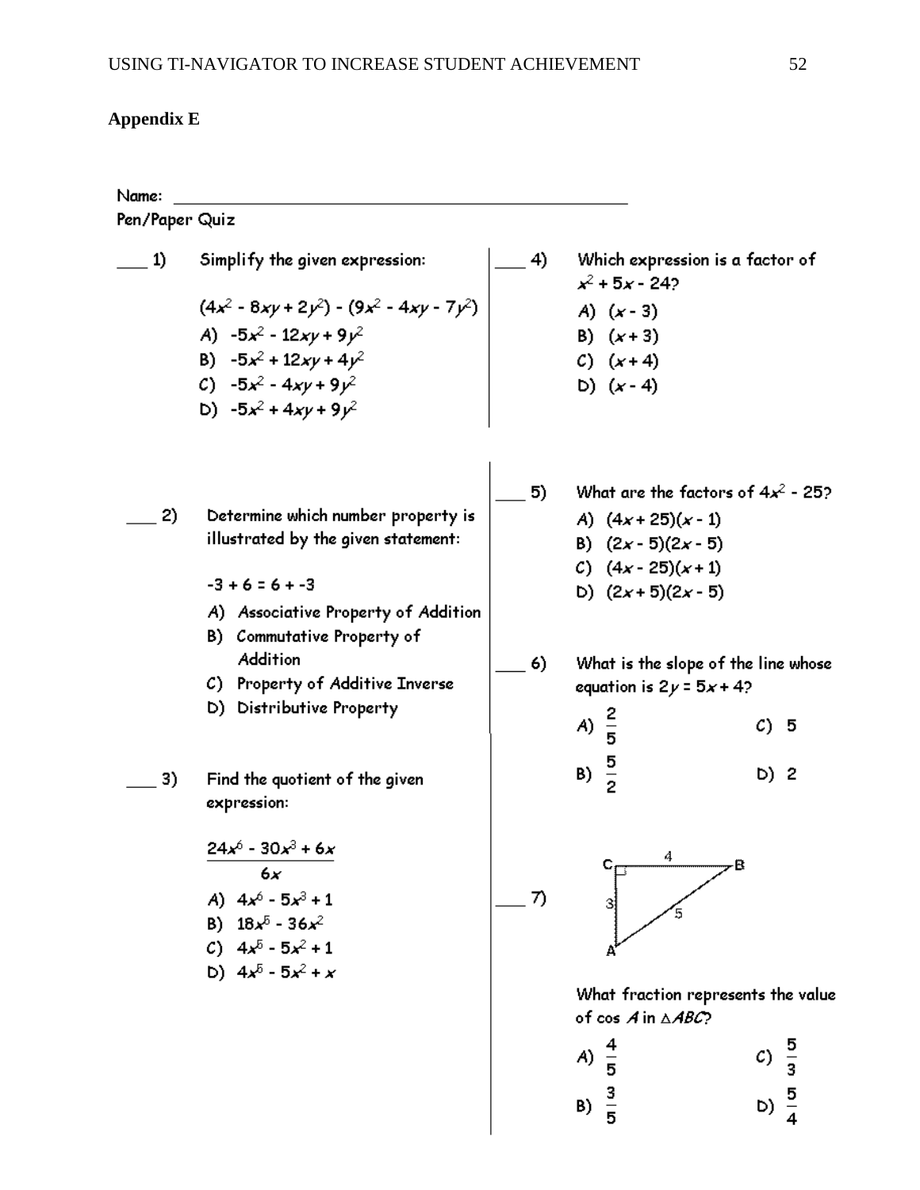**Appendix E**

Name: ______________________________

Pen/Paper Quiz

___ 1) Simplify the given expression:

$(4x^2 - 8xy + 2y^2) - (9x^2 - 4xy - 7y^2)$

A) $-5x^2 - 12xy + 9y^2$
B) $-5x^2 + 12xy + 4y^2$
C) $-5x^2 - 4xy + 9y^2$
D) $-5x^2 + 4xy + 9y^2$

___ 2) Determine which number property is illustrated by the given statement:

$-3 + 6 = 6 + -3$

A) Associative Property of Addition
B) Commutative Property of Addition
C) Property of Additive Inverse
D) Distributive Property

___ 3) Find the quotient of the given expression:

$$\frac{24x^6 - 30x^3 + 6x}{6x}$$

A) $4x^6 - 5x^3 + 1$
B) $18x^5 - 36x^2$
C) $4x^5 - 5x^2 + 1$
D) $4x^5 - 5x^2 + x$

___ 4) Which expression is a factor of $x^2 + 5x - 24$?

A) $(x - 3)$
B) $(x + 3)$
C) $(x + 4)$
D) $(x - 4)$

___ 5) What are the factors of $4x^2 - 25$?

A) $(4x + 25)(x - 1)$
B) $(2x - 5)(2x - 5)$
C) $(4x - 25)(x + 1)$
D) $(2x + 5)(2x - 5)$

___ 6) What is the slope of the line whose equation is $2y = 5x + 4$?

A) $\frac{2}{5}$
B) $\frac{5}{2}$
C) 5
D) 2

___ 7)

C 4 B
3 5
A

What fraction represents the value of cos $A$ in $\triangle ABC$?

A) $\frac{4}{5}$
B) $\frac{3}{5}$
C) $\frac{5}{3}$
D) $\frac{5}{4}$